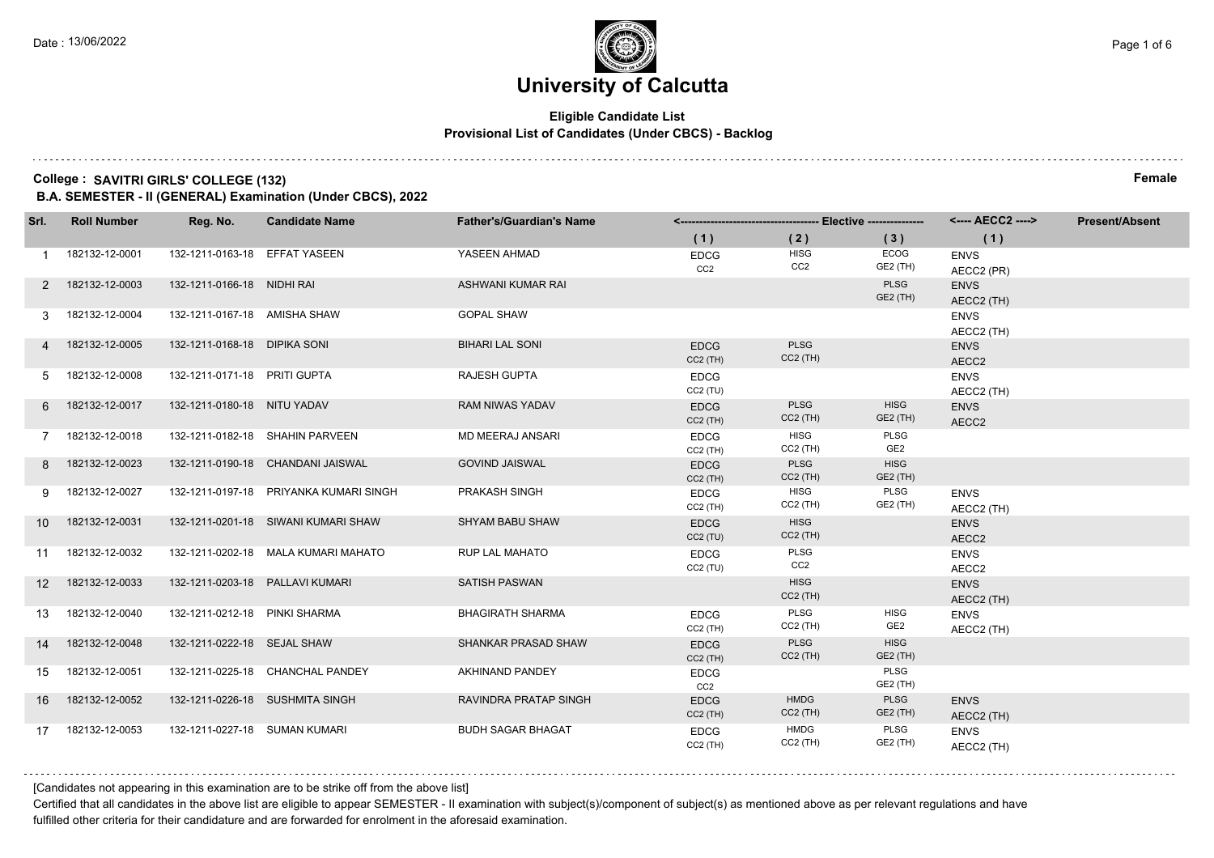# University of Calcutta

**Eligible Candidate List**

**Provisional List of Candidates (Under CBCS) - Backlog**

**College : SAVITRI GIRLS' COLLEGE (132)** **Female**

**B.A. SEMESTER - II (GENERAL) Examination (Under CBCS), 2022**

| Srl. | Roll Number | Reg. No. | Candidate Name | Father's/Guardian's Name | Elective | | | AECC2 | Present/Absent |
|---|---|---|---|---|---|---|---|---|---|
| | | | | | (1) | (2) | (3) | (1) | |
| 1 | 182132-12-0001 | 132-1211-0163-18 | EFFAT YASEEN | YASEEN AHMAD | EDCG CC2 | HISG CC2 | ECOG GE2 (TH) | ENVS AECC2 (PR) | |
| 2 | 182132-12-0003 | 132-1211-0166-18 | NIDHI RAI | ASHWANI KUMAR RAI | | | PLSG GE2 (TH) | ENVS AECC2 (TH) | |
| 3 | 182132-12-0004 | 132-1211-0167-18 | AMISHA SHAW | GOPAL SHAW | | | | ENVS AECC2 (TH) | |
| 4 | 182132-12-0005 | 132-1211-0168-18 | DIPIKA SONI | BIHARI LAL SONI | EDCG CC2 (TH) | PLSG CC2 (TH) | | ENVS AECC2 | |
| 5 | 182132-12-0008 | 132-1211-0171-18 | PRITI GUPTA | RAJESH GUPTA | EDCG CC2 (TU) | | | ENVS AECC2 (TH) | |
| 6 | 182132-12-0017 | 132-1211-0180-18 | NITU YADAV | RAM NIWAS YADAV | EDCG CC2 (TH) | PLSG CC2 (TH) | HISG GE2 (TH) | ENVS AECC2 | |
| 7 | 182132-12-0018 | 132-1211-0182-18 | SHAHIN PARVEEN | MD MEERAJ ANSARI | EDCG CC2 (TH) | HISG CC2 (TH) | PLSG GE2 | | |
| 8 | 182132-12-0023 | 132-1211-0190-18 | CHANDANI JAISWAL | GOVIND JAISWAL | EDCG CC2 (TH) | PLSG CC2 (TH) | HISG GE2 (TH) | | |
| 9 | 182132-12-0027 | 132-1211-0197-18 | PRIYANKA KUMARI SINGH | PRAKASH SINGH | EDCG CC2 (TH) | HISG CC2 (TH) | PLSG GE2 (TH) | ENVS AECC2 (TH) | |
| 10 | 182132-12-0031 | 132-1211-0201-18 | SIWANI KUMARI SHAW | SHYAM BABU SHAW | EDCG CC2 (TU) | HISG CC2 (TH) | | ENVS AECC2 | |
| 11 | 182132-12-0032 | 132-1211-0202-18 | MALA KUMARI MAHATO | RUP LAL MAHATO | EDCG CC2 (TU) | PLSG CC2 | | ENVS AECC2 | |
| 12 | 182132-12-0033 | 132-1211-0203-18 | PALLAVI KUMARI | SATISH PASWAN | | HISG CC2 (TH) | | ENVS AECC2 (TH) | |
| 13 | 182132-12-0040 | 132-1211-0212-18 | PINKI SHARMA | BHAGIRATH SHARMA | EDCG CC2 (TH) | PLSG CC2 (TH) | HISG GE2 | ENVS AECC2 (TH) | |
| 14 | 182132-12-0048 | 132-1211-0222-18 | SEJAL SHAW | SHANKAR PRASAD SHAW | EDCG CC2 (TH) | PLSG CC2 (TH) | HISG GE2 (TH) | | |
| 15 | 182132-12-0051 | 132-1211-0225-18 | CHANCHAL PANDEY | AKHINAND PANDEY | EDCG CC2 | | PLSG GE2 (TH) | | |
| 16 | 182132-12-0052 | 132-1211-0226-18 | SUSHMITA SINGH | RAVINDRA PRATAP SINGH | EDCG CC2 (TH) | HMDG CC2 (TH) | PLSG GE2 (TH) | ENVS AECC2 (TH) | |
| 17 | 182132-12-0053 | 132-1211-0227-18 | SUMAN KUMARI | BUDH SAGAR BHAGAT | EDCG CC2 (TH) | HMDG CC2 (TH) | PLSG GE2 (TH) | ENVS AECC2 (TH) | |

[Candidates not appearing in this examination are to be strike off from the above list]

Certified that all candidates in the above list are eligible to appear SEMESTER - II examination with subject(s)/component of subject(s) as mentioned above as per relevant regulations and have fulfilled other criteria for their candidature and are forwarded for enrolment in the aforesaid examination.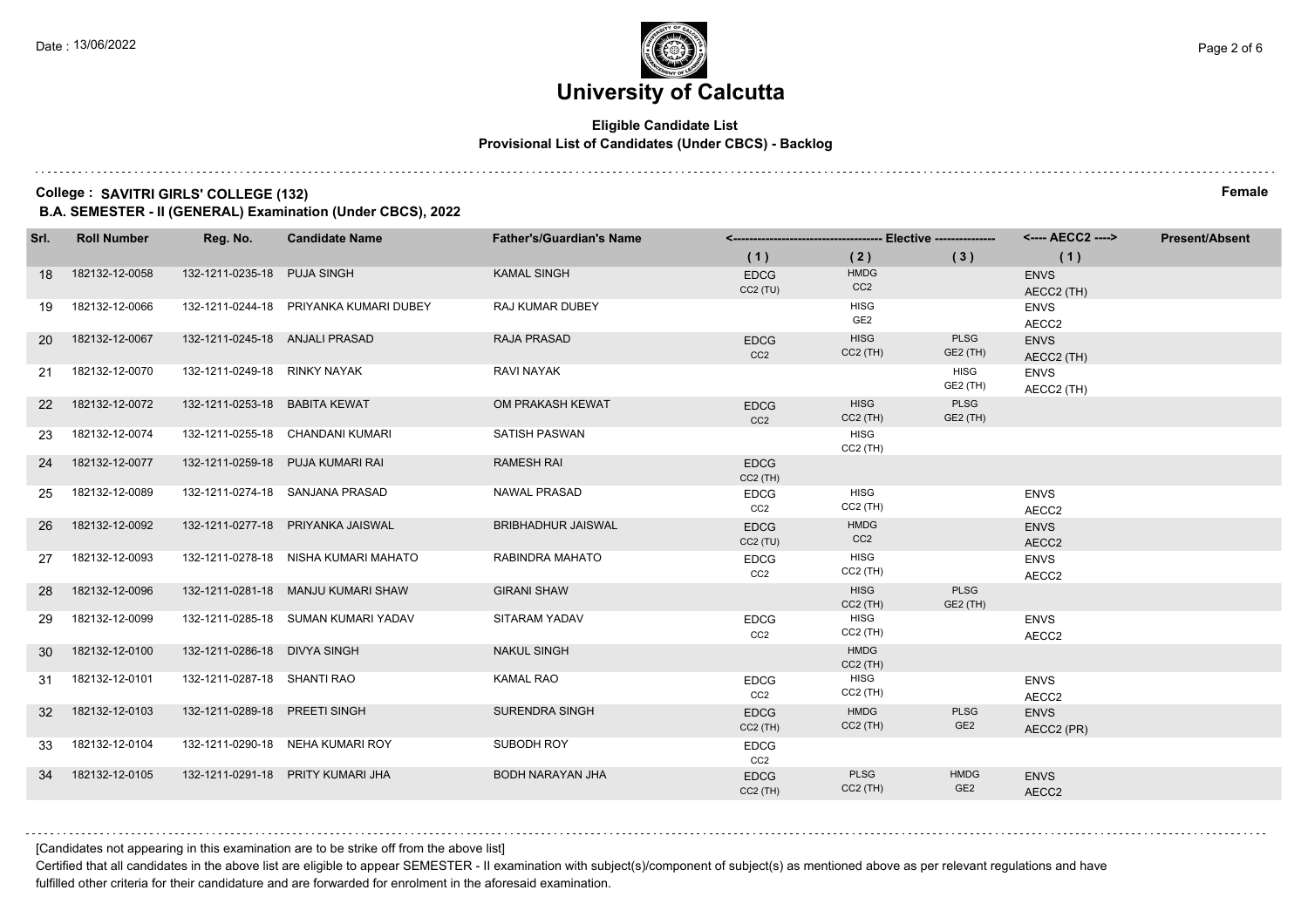# University of Calcutta

**Eligible Candidate List**
**Provisional List of Candidates (Under CBCS) - Backlog**

**College : SAVITRI GIRLS' COLLEGE (132)** **Female**

**B.A. SEMESTER - II (GENERAL) Examination (Under CBCS), 2022**

| Srl. | Roll Number | Reg. No. | Candidate Name | Father's/Guardian's Name | Elective (1) | Elective (2) | Elective (3) | AECC2 (1) | Present/Absent |
|---|---|---|---|---|---|---|---|---|---|
| 18 | 182132-12-0058 | 132-1211-0235-18 | PUJA SINGH | KAMAL SINGH | EDCG CC2 (TU) | HMDG CC2 | | ENVS AECC2 (TH) | |
| 19 | 182132-12-0066 | 132-1211-0244-18 | PRIYANKA KUMARI DUBEY | RAJ KUMAR DUBEY | | HISG GE2 | | ENVS AECC2 | |
| 20 | 182132-12-0067 | 132-1211-0245-18 | ANJALI PRASAD | RAJA PRASAD | EDCG CC2 | HISG CC2 (TH) | PLSG GE2 (TH) | ENVS AECC2 (TH) | |
| 21 | 182132-12-0070 | 132-1211-0249-18 | RINKY NAYAK | RAVI NAYAK | | | HISG GE2 (TH) | ENVS AECC2 (TH) | |
| 22 | 182132-12-0072 | 132-1211-0253-18 | BABITA KEWAT | OM PRAKASH KEWAT | EDCG CC2 | HISG CC2 (TH) | PLSG GE2 (TH) | | |
| 23 | 182132-12-0074 | 132-1211-0255-18 | CHANDANI KUMARI | SATISH PASWAN | | HISG CC2 (TH) | | | |
| 24 | 182132-12-0077 | 132-1211-0259-18 | PUJA KUMARI RAI | RAMESH RAI | EDCG CC2 (TH) | | | | |
| 25 | 182132-12-0089 | 132-1211-0274-18 | SANJANA PRASAD | NAWAL PRASAD | EDCG CC2 | HISG CC2 (TH) | | ENVS AECC2 | |
| 26 | 182132-12-0092 | 132-1211-0277-18 | PRIYANKA JAISWAL | BRIBHADHUR JAISWAL | EDCG CC2 (TU) | HMDG CC2 | | ENVS AECC2 | |
| 27 | 182132-12-0093 | 132-1211-0278-18 | NISHA KUMARI MAHATO | RABINDRA MAHATO | EDCG CC2 | HISG CC2 (TH) | | ENVS AECC2 | |
| 28 | 182132-12-0096 | 132-1211-0281-18 | MANJU KUMARI SHAW | GIRANI SHAW | | HISG CC2 (TH) | PLSG GE2 (TH) | | |
| 29 | 182132-12-0099 | 132-1211-0285-18 | SUMAN KUMARI YADAV | SITARAM YADAV | EDCG CC2 | HISG CC2 (TH) | | ENVS AECC2 | |
| 30 | 182132-12-0100 | 132-1211-0286-18 | DIVYA SINGH | NAKUL SINGH | | HMDG CC2 (TH) | | | |
| 31 | 182132-12-0101 | 132-1211-0287-18 | SHANTI RAO | KAMAL RAO | EDCG CC2 | HISG CC2 (TH) | | ENVS AECC2 | |
| 32 | 182132-12-0103 | 132-1211-0289-18 | PREETI SINGH | SURENDRA SINGH | EDCG CC2 (TH) | HMDG CC2 (TH) | PLSG GE2 | ENVS AECC2 (PR) | |
| 33 | 182132-12-0104 | 132-1211-0290-18 | NEHA KUMARI ROY | SUBODH ROY | EDCG CC2 | | | | |
| 34 | 182132-12-0105 | 132-1211-0291-18 | PRITY KUMARI JHA | BODH NARAYAN JHA | EDCG CC2 (TH) | PLSG CC2 (TH) | HMDG GE2 | ENVS AECC2 | |

[Candidates not appearing in this examination are to be strike off from the above list]

Certified that all candidates in the above list are eligible to appear SEMESTER - II examination with subject(s)/component of subject(s) as mentioned above as per relevant regulations and have fulfilled other criteria for their candidature and are forwarded for enrolment in the aforesaid examination.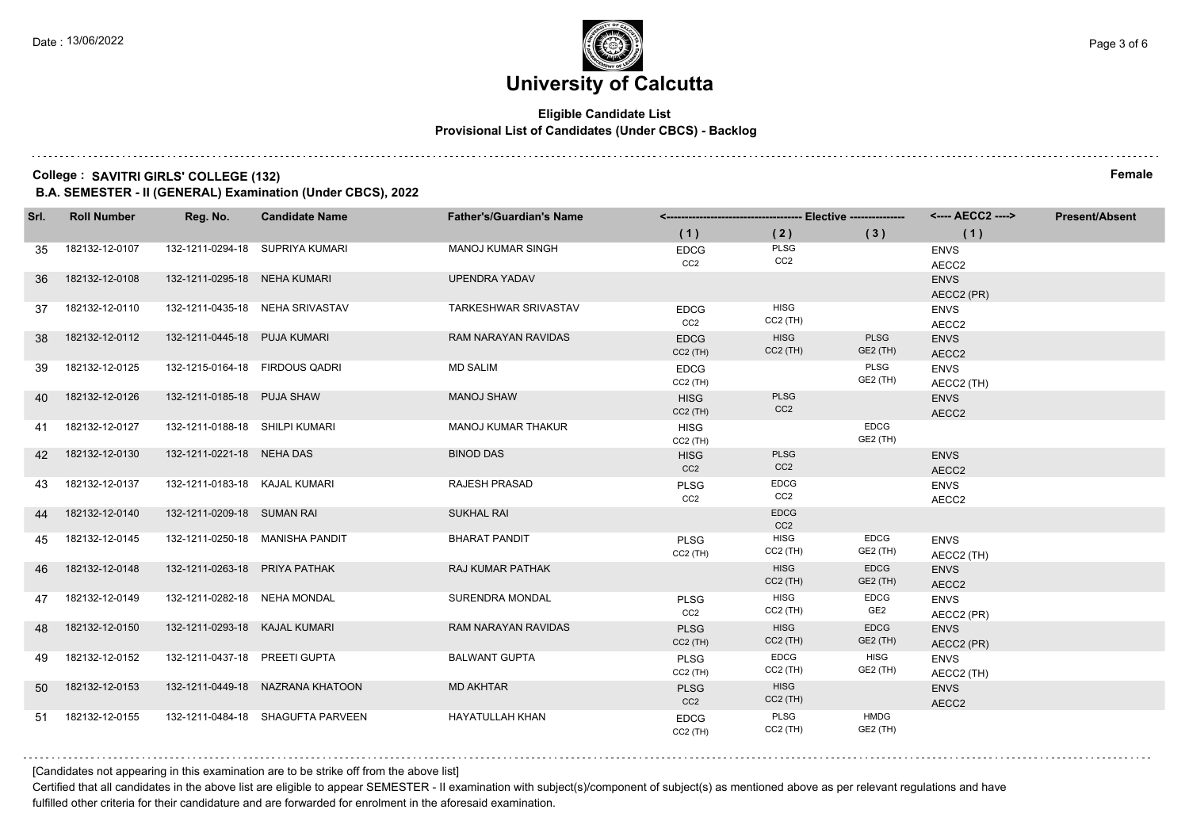# University of Calcutta

**Eligible Candidate List**
**Provisional List of Candidates (Under CBCS) - Backlog**

**College : SAVITRI GIRLS' COLLEGE (132)** **Female**
**B.A. SEMESTER - II (GENERAL) Examination (Under CBCS), 2022**

| Srl. | Roll Number | Reg. No. | Candidate Name | Father's/Guardian's Name | Elective (1) | Elective (2) | Elective (3) | AECC2 (1) | Present/Absent |
|---|---|---|---|---|---|---|---|---|---|
| 35 | 182132-12-0107 | 132-1211-0294-18 | SUPRIYA KUMARI | MANOJ KUMAR SINGH | EDCG CC2 | PLSG CC2 | | ENVS AECC2 | |
| 36 | 182132-12-0108 | 132-1211-0295-18 | NEHA KUMARI | UPENDRA YADAV | | | | ENVS AECC2 (PR) | |
| 37 | 182132-12-0110 | 132-1211-0435-18 | NEHA SRIVASTAV | TARKESHWAR SRIVASTAV | EDCG CC2 | HISG CC2 (TH) | | ENVS AECC2 | |
| 38 | 182132-12-0112 | 132-1211-0445-18 | PUJA KUMARI | RAM NARAYAN RAVIDAS | EDCG CC2 (TH) | HISG CC2 (TH) | PLSG GE2 (TH) | ENVS AECC2 | |
| 39 | 182132-12-0125 | 132-1215-0164-18 | FIRDOUS QADRI | MD SALIM | EDCG CC2 (TH) | | PLSG GE2 (TH) | ENVS AECC2 (TH) | |
| 40 | 182132-12-0126 | 132-1211-0185-18 | PUJA SHAW | MANOJ SHAW | HISG CC2 (TH) | PLSG CC2 | | ENVS AECC2 | |
| 41 | 182132-12-0127 | 132-1211-0188-18 | SHILPI KUMARI | MANOJ KUMAR THAKUR | HISG CC2 (TH) | | EDCG GE2 (TH) | | |
| 42 | 182132-12-0130 | 132-1211-0221-18 | NEHA DAS | BINOD DAS | HISG CC2 | PLSG CC2 | | ENVS AECC2 | |
| 43 | 182132-12-0137 | 132-1211-0183-18 | KAJAL KUMARI | RAJESH PRASAD | PLSG CC2 | EDCG CC2 | | ENVS AECC2 | |
| 44 | 182132-12-0140 | 132-1211-0209-18 | SUMAN RAI | SUKHAL RAI | | EDCG CC2 | | | |
| 45 | 182132-12-0145 | 132-1211-0250-18 | MANISHA PANDIT | BHARAT PANDIT | PLSG CC2 (TH) | HISG CC2 (TH) | EDCG GE2 (TH) | ENVS AECC2 (TH) | |
| 46 | 182132-12-0148 | 132-1211-0263-18 | PRIYA PATHAK | RAJ KUMAR PATHAK | | HISG CC2 (TH) | EDCG GE2 (TH) | ENVS AECC2 | |
| 47 | 182132-12-0149 | 132-1211-0282-18 | NEHA MONDAL | SURENDRA MONDAL | PLSG CC2 | HISG CC2 (TH) | EDCG GE2 | ENVS AECC2 (PR) | |
| 48 | 182132-12-0150 | 132-1211-0293-18 | KAJAL KUMARI | RAM NARAYAN RAVIDAS | PLSG CC2 (TH) | HISG CC2 (TH) | EDCG GE2 (TH) | ENVS AECC2 (PR) | |
| 49 | 182132-12-0152 | 132-1211-0437-18 | PREETI GUPTA | BALWANT GUPTA | PLSG CC2 (TH) | EDCG CC2 (TH) | HISG GE2 (TH) | ENVS AECC2 (TH) | |
| 50 | 182132-12-0153 | 132-1211-0449-18 | NAZRANA KHATOON | MD AKHTAR | PLSG CC2 | HISG CC2 (TH) | | ENVS AECC2 | |
| 51 | 182132-12-0155 | 132-1211-0484-18 | SHAGUFTA PARVEEN | HAYATULLAH KHAN | EDCG CC2 (TH) | PLSG CC2 (TH) | HMDG GE2 (TH) | | |

[Candidates not appearing in this examination are to be strike off from the above list]

Certified that all candidates in the above list are eligible to appear SEMESTER - II examination with subject(s)/component of subject(s) as mentioned above as per relevant regulations and have fulfilled other criteria for their candidature and are forwarded for enrolment in the aforesaid examination.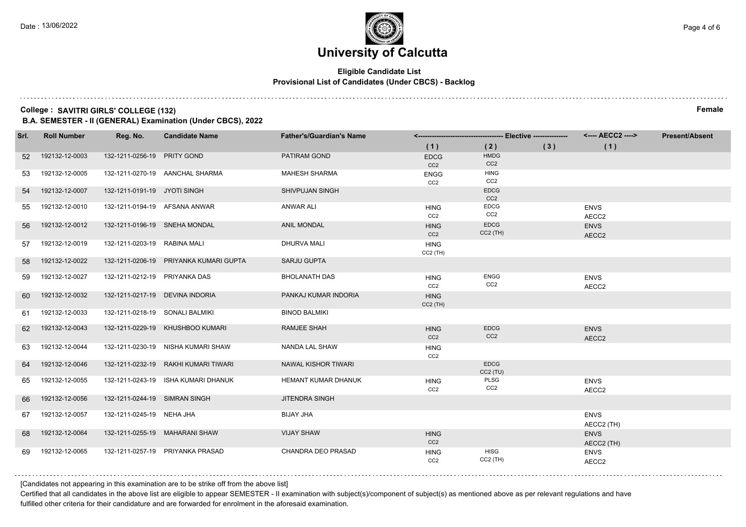# University of Calcutta

**Eligible Candidate List**
**Provisional List of Candidates (Under CBCS) - Backlog**

**College : SAVITRI GIRLS' COLLEGE (132)** **Female**

**B.A. SEMESTER - II (GENERAL) Examination (Under CBCS), 2022**

| Srl. | Roll Number | Reg. No. | Candidate Name | Father's/Guardian's Name | Elective (1) | Elective (2) | Elective (3) | AECC2 (1) | Present/Absent |
|---|---|---|---|---|---|---|---|---|---|
| 52 | 192132-12-0003 | 132-1211-0256-19 | PRITY GOND | PATIRAM GOND | EDCG CC2 | HMDG CC2 | | | |
| 53 | 192132-12-0005 | 132-1211-0270-19 | AANCHAL SHARMA | MAHESH SHARMA | ENGG CC2 | HING CC2 | | | |
| 54 | 192132-12-0007 | 132-1211-0191-19 | JYOTI SINGH | SHIVPUJAN SINGH | | EDCG CC2 | | | |
| 55 | 192132-12-0010 | 132-1211-0194-19 | AFSANA ANWAR | ANWAR ALI | HING CC2 | EDCG CC2 | | ENVS AECC2 | |
| 56 | 192132-12-0012 | 132-1211-0196-19 | SNEHA MONDAL | ANIL MONDAL | HING CC2 | EDCG CC2 (TH) | | ENVS AECC2 | |
| 57 | 192132-12-0019 | 132-1211-0203-19 | RABINA MALI | DHURVA MALI | HING CC2 (TH) | | | | |
| 58 | 192132-12-0022 | 132-1211-0206-19 | PRIYANKA KUMARI GUPTA | SARJU GUPTA | | | | | |
| 59 | 192132-12-0027 | 132-1211-0212-19 | PRIYANKA DAS | BHOLANATH DAS | HING CC2 | ENGG CC2 | | ENVS AECC2 | |
| 60 | 192132-12-0032 | 132-1211-0217-19 | DEVINA INDORIA | PANKAJ KUMAR INDORIA | HING CC2 (TH) | | | | |
| 61 | 192132-12-0033 | 132-1211-0218-19 | SONALI BALMIKI | BINOD BALMIKI | | | | | |
| 62 | 192132-12-0043 | 132-1211-0229-19 | KHUSHBOO KUMARI | RAMJEE SHAH | HING CC2 | EDCG CC2 | | ENVS AECC2 | |
| 63 | 192132-12-0044 | 132-1211-0230-19 | NISHA KUMARI SHAW | NANDA LAL SHAW | HING CC2 | | | | |
| 64 | 192132-12-0046 | 132-1211-0232-19 | RAKHI KUMARI TIWARI | NAWAL KISHOR TIWARI | | EDCG CC2 (TU) | | | |
| 65 | 192132-12-0055 | 132-1211-0243-19 | ISHA KUMARI DHANUK | HEMANT KUMAR DHANUK | HING CC2 | PLSG CC2 | | ENVS AECC2 | |
| 66 | 192132-12-0056 | 132-1211-0244-19 | SIMRAN SINGH | JITENDRA SINGH | | | | | |
| 67 | 192132-12-0057 | 132-1211-0245-19 | NEHA JHA | BIJAY JHA | | | | ENVS AECC2 (TH) | |
| 68 | 192132-12-0064 | 132-1211-0255-19 | MAHARANI SHAW | VIJAY SHAW | HING CC2 | | | ENVS AECC2 (TH) | |
| 69 | 192132-12-0065 | 132-1211-0257-19 | PRIYANKA PRASAD | CHANDRA DEO PRASAD | HING CC2 | HISG CC2 (TH) | | ENVS AECC2 | |

[Candidates not appearing in this examination are to be strike off from the above list]

Certified that all candidates in the above list are eligible to appear SEMESTER - II examination with subject(s)/component of subject(s) as mentioned above as per relevant regulations and have fulfilled other criteria for their candidature and are forwarded for enrolment in the aforesaid examination.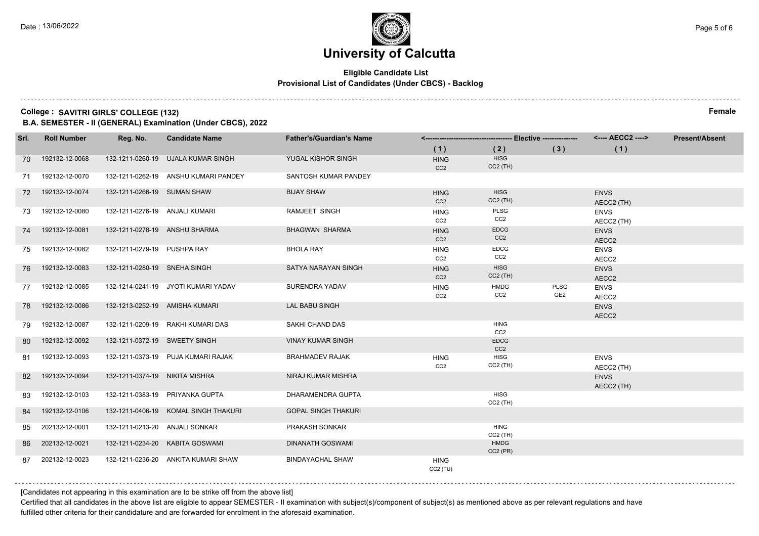Date : 13/06/2022

# University of Calcutta

**Eligible Candidate List**
**Provisional List of Candidates (Under CBCS) - Backlog**

**College : SAVITRI GIRLS' COLLEGE (132)** **Female**

**B.A. SEMESTER - II (GENERAL) Examination (Under CBCS), 2022**

| Srl. | Roll Number | Reg. No. | Candidate Name | Father's/Guardian's Name | Elective (1) | Elective (2) | Elective (3) | AECC2 (1) | Present/Absent |
|---|---|---|---|---|---|---|---|---|---|
| 70 | 192132-12-0068 | 132-1211-0260-19 | UJALA KUMAR SINGH | YUGAL KISHOR SINGH | HING CC2 | HISG CC2 (TH) | | | |
| 71 | 192132-12-0070 | 132-1211-0262-19 | ANSHU KUMARI PANDEY | SANTOSH KUMAR PANDEY | | | | | |
| 72 | 192132-12-0074 | 132-1211-0266-19 | SUMAN SHAW | BIJAY SHAW | HING CC2 | HISG CC2 (TH) | | ENVS AECC2 (TH) | |
| 73 | 192132-12-0080 | 132-1211-0276-19 | ANJALI KUMARI | RAMJEET SINGH | HING CC2 | PLSG CC2 | | ENVS AECC2 (TH) | |
| 74 | 192132-12-0081 | 132-1211-0278-19 | ANSHU SHARMA | BHAGWAN SHARMA | HING CC2 | EDCG CC2 | | ENVS AECC2 | |
| 75 | 192132-12-0082 | 132-1211-0279-19 | PUSHPA RAY | BHOLA RAY | HING CC2 | EDCG CC2 | | ENVS AECC2 | |
| 76 | 192132-12-0083 | 132-1211-0280-19 | SNEHA SINGH | SATYA NARAYAN SINGH | HING CC2 | HISG CC2 (TH) | | ENVS AECC2 | |
| 77 | 192132-12-0085 | 132-1214-0241-19 | JYOTI KUMARI YADAV | SURENDRA YADAV | HING CC2 | HMDG CC2 | PLSG GE2 | ENVS AECC2 | |
| 78 | 192132-12-0086 | 132-1213-0252-19 | AMISHA KUMARI | LAL BABU SINGH | | | | ENVS AECC2 | |
| 79 | 192132-12-0087 | 132-1211-0209-19 | RAKHI KUMARI DAS | SAKHI CHAND DAS | | HING CC2 | | | |
| 80 | 192132-12-0092 | 132-1211-0372-19 | SWEETY SINGH | VINAY KUMAR SINGH | | EDCG CC2 | | | |
| 81 | 192132-12-0093 | 132-1211-0373-19 | PUJA KUMARI RAJAK | BRAHMADEV RAJAK | HING CC2 | HISG CC2 (TH) | | ENVS AECC2 (TH) | |
| 82 | 192132-12-0094 | 132-1211-0374-19 | NIKITA MISHRA | NIRAJ KUMAR MISHRA | | | | ENVS AECC2 (TH) | |
| 83 | 192132-12-0103 | 132-1211-0383-19 | PRIYANKA GUPTA | DHARAMENDRA GUPTA | | HISG CC2 (TH) | | | |
| 84 | 192132-12-0106 | 132-1211-0406-19 | KOMAL SINGH THAKURI | GOPAL SINGH THAKURI | | | | | |
| 85 | 202132-12-0001 | 132-1211-0213-20 | ANJALI SONKAR | PRAKASH SONKAR | | HING CC2 (TH) | | | |
| 86 | 202132-12-0021 | 132-1211-0234-20 | KABITA GOSWAMI | DINANATH GOSWAMI | | HMDG CC2 (PR) | | | |
| 87 | 202132-12-0023 | 132-1211-0236-20 | ANKITA KUMARI SHAW | BINDAYACHAL SHAW | HING CC2 (TU) | | | | |

[Candidates not appearing in this examination are to be strike off from the above list]

Certified that all candidates in the above list are eligible to appear SEMESTER - II examination with subject(s)/component of subject(s) as mentioned above as per relevant regulations and have fulfilled other criteria for their candidature and are forwarded for enrolment in the aforesaid examination.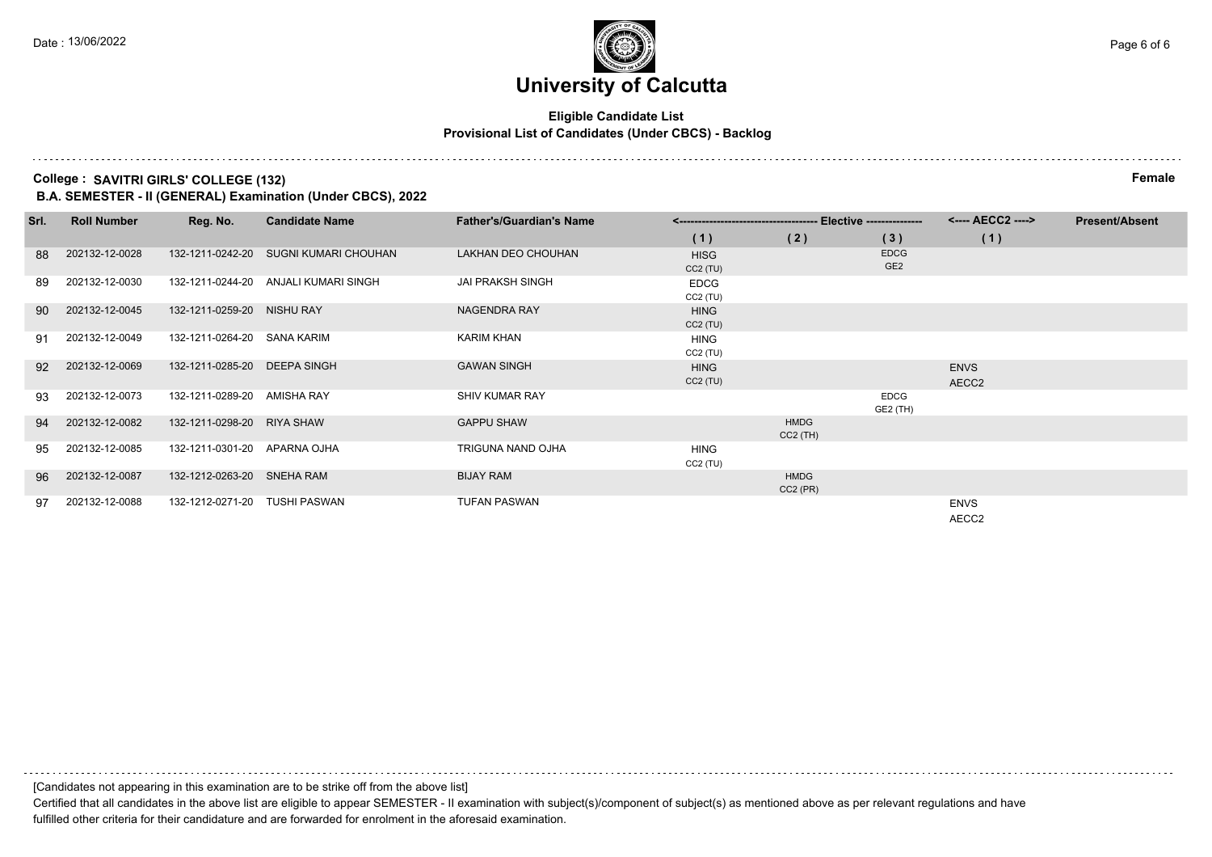# University of Calcutta

**Eligible Candidate List**
**Provisional List of Candidates (Under CBCS) - Backlog**

**College : SAVITRI GIRLS' COLLEGE (132)** **Female**

**B.A. SEMESTER - II (GENERAL) Examination (Under CBCS), 2022**

| Srl. | Roll Number | Reg. No. | Candidate Name | Father's/Guardian's Name | Elective (1) | Elective (2) | Elective (3) | AECC2 (1) | Present/Absent |
|---|---|---|---|---|---|---|---|---|---|
| 88 | 202132-12-0028 | 132-1211-0242-20 | SUGNI KUMARI CHOUHAN | LAKHAN DEO CHOUHAN | HISG CC2 (TU) | | EDCG GE2 | | |
| 89 | 202132-12-0030 | 132-1211-0244-20 | ANJALI KUMARI SINGH | JAI PRAKSH SINGH | EDCG CC2 (TU) | | | | |
| 90 | 202132-12-0045 | 132-1211-0259-20 | NISHU RAY | NAGENDRA RAY | HING CC2 (TU) | | | | |
| 91 | 202132-12-0049 | 132-1211-0264-20 | SANA KARIM | KARIM KHAN | HING CC2 (TU) | | | | |
| 92 | 202132-12-0069 | 132-1211-0285-20 | DEEPA SINGH | GAWAN SINGH | HING CC2 (TU) | | | ENVS AECC2 | |
| 93 | 202132-12-0073 | 132-1211-0289-20 | AMISHA RAY | SHIV KUMAR RAY | | | EDCG GE2 (TH) | | |
| 94 | 202132-12-0082 | 132-1211-0298-20 | RIYA SHAW | GAPPU SHAW | | HMDG CC2 (TH) | | | |
| 95 | 202132-12-0085 | 132-1211-0301-20 | APARNA OJHA | TRIGUNA NAND OJHA | HING CC2 (TU) | | | | |
| 96 | 202132-12-0087 | 132-1212-0263-20 | SNEHA RAM | BIJAY RAM | | HMDG CC2 (PR) | | | |
| 97 | 202132-12-0088 | 132-1212-0271-20 | TUSHI PASWAN | TUFAN PASWAN | | | | ENVS AECC2 | |

[Candidates not appearing in this examination are to be strike off from the above list]

Certified that all candidates in the above list are eligible to appear SEMESTER - II examination with subject(s)/component of subject(s) as mentioned above as per relevant regulations and have fulfilled other criteria for their candidature and are forwarded for enrolment in the aforesaid examination.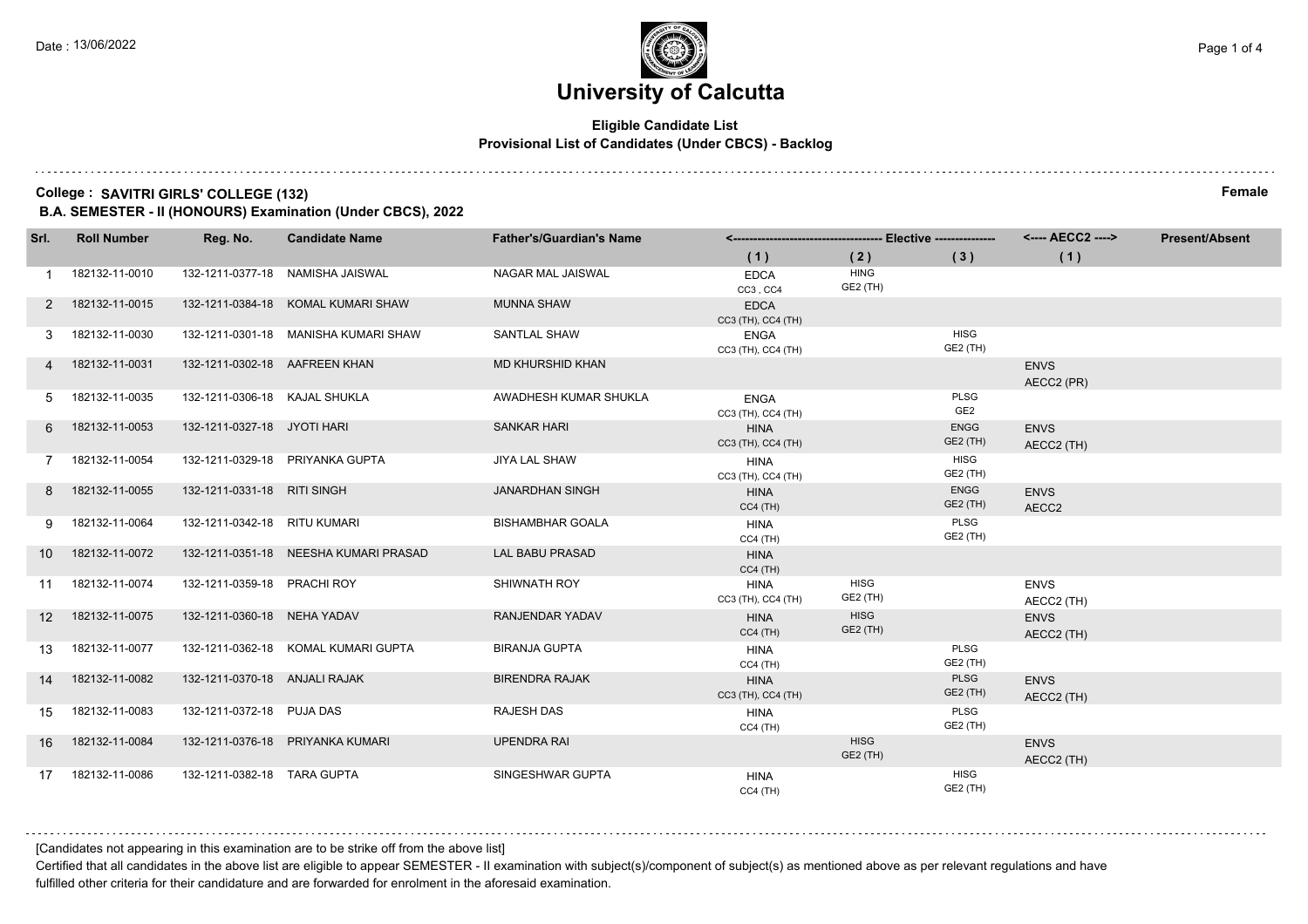# University of Calcutta

**Eligible Candidate List**
**Provisional List of Candidates (Under CBCS) - Backlog**

**College : SAVITRI GIRLS' COLLEGE (132)** **Female**
**B.A. SEMESTER - II (HONOURS) Examination (Under CBCS), 2022**

| Srl. | Roll Number | Reg. No. | Candidate Name | Father's/Guardian's Name | Elective (1) | Elective (2) | Elective (3) | AECC2 (1) | Present/Absent |
|---|---|---|---|---|---|---|---|---|---|
| 1 | 182132-11-0010 | 132-1211-0377-18 | NAMISHA JAISWAL | NAGAR MAL JAISWAL | EDCA CC3 , CC4 | HING GE2 (TH) | | | |
| 2 | 182132-11-0015 | 132-1211-0384-18 | KOMAL KUMARI SHAW | MUNNA SHAW | EDCA CC3 (TH), CC4 (TH) | | | | |
| 3 | 182132-11-0030 | 132-1211-0301-18 | MANISHA KUMARI SHAW | SANTLAL SHAW | ENGA CC3 (TH), CC4 (TH) | | HISG GE2 (TH) | | |
| 4 | 182132-11-0031 | 132-1211-0302-18 | AAFREEN KHAN | MD KHURSHID KHAN | | | | ENVS AECC2 (PR) | |
| 5 | 182132-11-0035 | 132-1211-0306-18 | KAJAL SHUKLA | AWADHESH KUMAR SHUKLA | ENGA CC3 (TH), CC4 (TH) | | PLSG GE2 | | |
| 6 | 182132-11-0053 | 132-1211-0327-18 | JYOTI HARI | SANKAR HARI | HINA CC3 (TH), CC4 (TH) | | ENGG GE2 (TH) | ENVS AECC2 (TH) | |
| 7 | 182132-11-0054 | 132-1211-0329-18 | PRIYANKA GUPTA | JIYA LAL SHAW | HINA CC3 (TH), CC4 (TH) | | HISG GE2 (TH) | | |
| 8 | 182132-11-0055 | 132-1211-0331-18 | RITI SINGH | JANARDHAN SINGH | HINA CC4 (TH) | | ENGG GE2 (TH) | ENVS AECC2 | |
| 9 | 182132-11-0064 | 132-1211-0342-18 | RITU KUMARI | BISHAMBHAR GOALA | HINA CC4 (TH) | | PLSG GE2 (TH) | | |
| 10 | 182132-11-0072 | 132-1211-0351-18 | NEESHA KUMARI PRASAD | LAL BABU PRASAD | HINA CC4 (TH) | | | | |
| 11 | 182132-11-0074 | 132-1211-0359-18 | PRACHI ROY | SHIWNATH ROY | HINA CC3 (TH), CC4 (TH) | HISG GE2 (TH) | | ENVS AECC2 (TH) | |
| 12 | 182132-11-0075 | 132-1211-0360-18 | NEHA YADAV | RANJENDAR YADAV | HINA CC4 (TH) | HISG GE2 (TH) | | ENVS AECC2 (TH) | |
| 13 | 182132-11-0077 | 132-1211-0362-18 | KOMAL KUMARI GUPTA | BIRANJA GUPTA | HINA CC4 (TH) | | PLSG GE2 (TH) | | |
| 14 | 182132-11-0082 | 132-1211-0370-18 | ANJALI RAJAK | BIRENDRA RAJAK | HINA CC3 (TH), CC4 (TH) | | PLSG GE2 (TH) | ENVS AECC2 (TH) | |
| 15 | 182132-11-0083 | 132-1211-0372-18 | PUJA DAS | RAJESH DAS | HINA CC4 (TH) | | PLSG GE2 (TH) | | |
| 16 | 182132-11-0084 | 132-1211-0376-18 | PRIYANKA KUMARI | UPENDRA RAI | | HISG GE2 (TH) | | ENVS AECC2 (TH) | |
| 17 | 182132-11-0086 | 132-1211-0382-18 | TARA GUPTA | SINGESHWAR GUPTA | HINA CC4 (TH) | | HISG GE2 (TH) | | |

[Candidates not appearing in this examination are to be strike off from the above list]

Certified that all candidates in the above list are eligible to appear SEMESTER - II examination with subject(s)/component of subject(s) as mentioned above as per relevant regulations and have fulfilled other criteria for their candidature and are forwarded for enrolment in the aforesaid examination.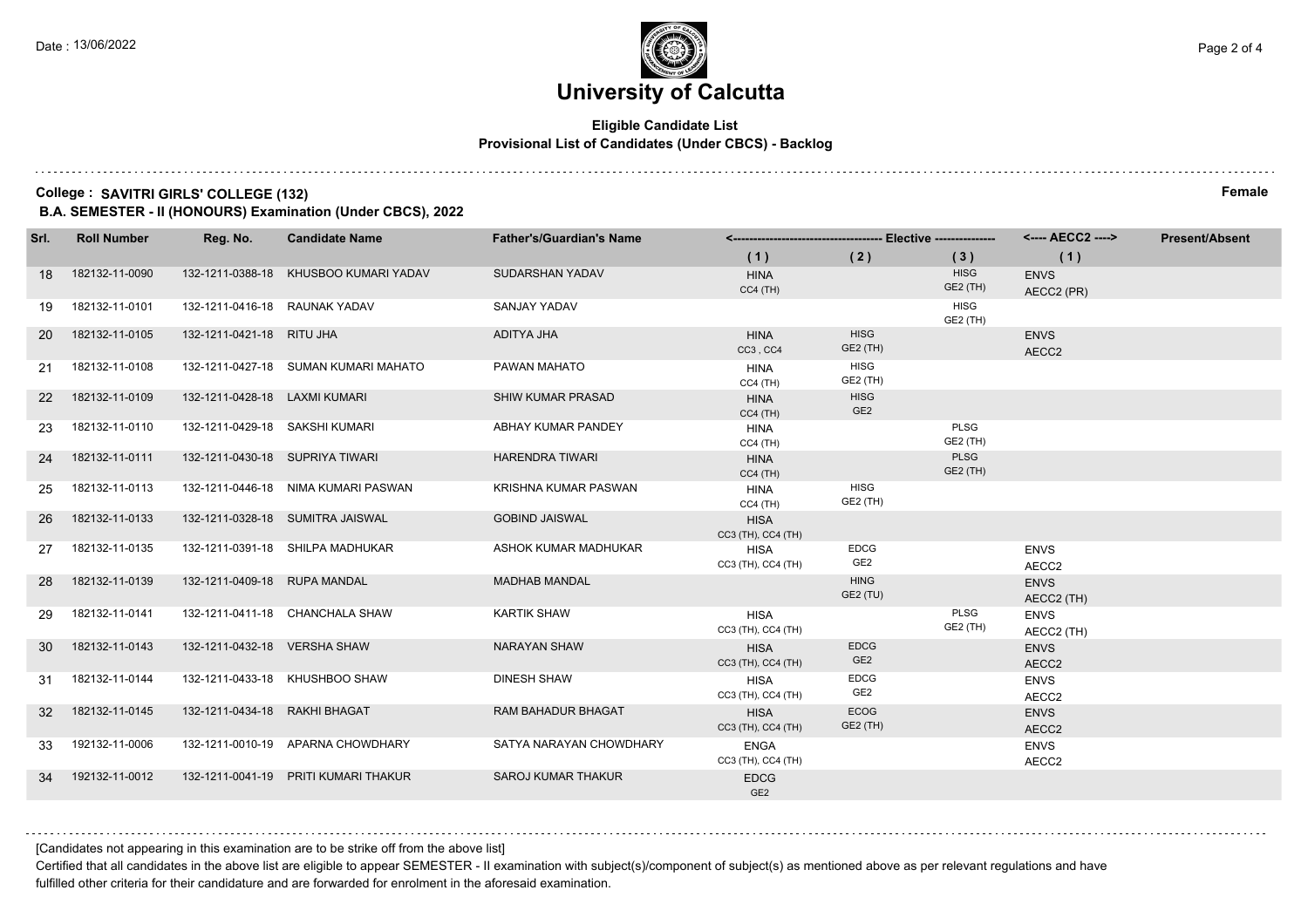# University of Calcutta

**Eligible Candidate List**

**Provisional List of Candidates (Under CBCS) - Backlog**

**College : SAVITRI GIRLS' COLLEGE (132)** **Female**

**B.A. SEMESTER - II (HONOURS) Examination (Under CBCS), 2022**

| Srl. | Roll Number | Reg. No. | Candidate Name | Father's/Guardian's Name | Elective (1) | Elective (2) | Elective (3) | AECC2 (1) | Present/Absent |
|---|---|---|---|---|---|---|---|---|---|
| 18 | 182132-11-0090 | 132-1211-0388-18 | KHUSBOO KUMARI YADAV | SUDARSHAN YADAV | HINA CC4 (TH) | | HISG GE2 (TH) | ENVS AECC2 (PR) | |
| 19 | 182132-11-0101 | 132-1211-0416-18 | RAUNAK YADAV | SANJAY YADAV | | | HISG GE2 (TH) | | |
| 20 | 182132-11-0105 | 132-1211-0421-18 | RITU JHA | ADITYA JHA | HINA CC3 , CC4 | HISG GE2 (TH) | | ENVS AECC2 | |
| 21 | 182132-11-0108 | 132-1211-0427-18 | SUMAN KUMARI MAHATO | PAWAN MAHATO | HINA CC4 (TH) | HISG GE2 (TH) | | | |
| 22 | 182132-11-0109 | 132-1211-0428-18 | LAXMI KUMARI | SHIW KUMAR PRASAD | HINA CC4 (TH) | HISG GE2 | | | |
| 23 | 182132-11-0110 | 132-1211-0429-18 | SAKSHI KUMARI | ABHAY KUMAR PANDEY | HINA CC4 (TH) | | PLSG GE2 (TH) | | |
| 24 | 182132-11-0111 | 132-1211-0430-18 | SUPRIYA TIWARI | HARENDRA TIWARI | HINA CC4 (TH) | | PLSG GE2 (TH) | | |
| 25 | 182132-11-0113 | 132-1211-0446-18 | NIMA KUMARI PASWAN | KRISHNA KUMAR PASWAN | HINA CC4 (TH) | HISG GE2 (TH) | | | |
| 26 | 182132-11-0133 | 132-1211-0328-18 | SUMITRA JAISWAL | GOBIND JAISWAL | HISA CC3 (TH), CC4 (TH) | | | | |
| 27 | 182132-11-0135 | 132-1211-0391-18 | SHILPA MADHUKAR | ASHOK KUMAR MADHUKAR | HISA CC3 (TH), CC4 (TH) | EDCG GE2 | | ENVS AECC2 | |
| 28 | 182132-11-0139 | 132-1211-0409-18 | RUPA MANDAL | MADHAB MANDAL | | HING GE2 (TU) | | ENVS AECC2 (TH) | |
| 29 | 182132-11-0141 | 132-1211-0411-18 | CHANCHALA SHAW | KARTIK SHAW | HISA CC3 (TH), CC4 (TH) | | PLSG GE2 (TH) | ENVS AECC2 (TH) | |
| 30 | 182132-11-0143 | 132-1211-0432-18 | VERSHA SHAW | NARAYAN SHAW | HISA CC3 (TH), CC4 (TH) | EDCG GE2 | | ENVS AECC2 | |
| 31 | 182132-11-0144 | 132-1211-0433-18 | KHUSHBOO SHAW | DINESH SHAW | HISA CC3 (TH), CC4 (TH) | EDCG GE2 | | ENVS AECC2 | |
| 32 | 182132-11-0145 | 132-1211-0434-18 | RAKHI BHAGAT | RAM BAHADUR BHAGAT | HISA CC3 (TH), CC4 (TH) | ECOG GE2 (TH) | | ENVS AECC2 | |
| 33 | 192132-11-0006 | 132-1211-0010-19 | APARNA CHOWDHARY | SATYA NARAYAN CHOWDHARY | ENGA CC3 (TH), CC4 (TH) | | | ENVS AECC2 | |
| 34 | 192132-11-0012 | 132-1211-0041-19 | PRITI KUMARI THAKUR | SAROJ KUMAR THAKUR | EDCG GE2 | | | | |

[Candidates not appearing in this examination are to be strike off from the above list]

Certified that all candidates in the above list are eligible to appear SEMESTER - II examination with subject(s)/component of subject(s) as mentioned above as per relevant regulations and have fulfilled other criteria for their candidature and are forwarded for enrolment in the aforesaid examination.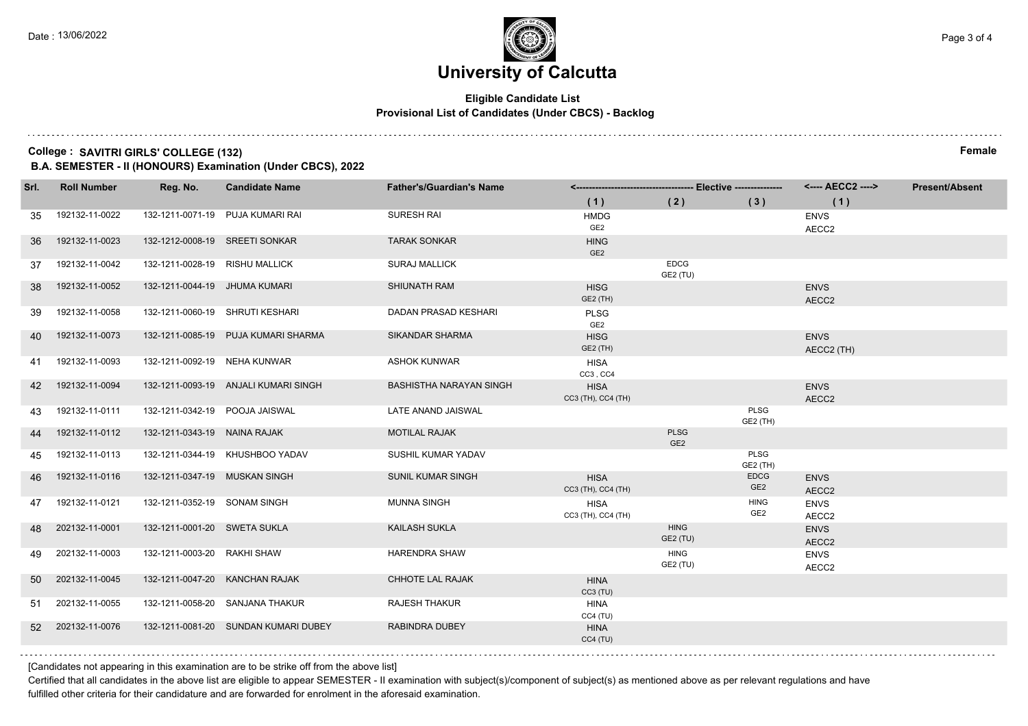# University of Calcutta

**Eligible Candidate List**
**Provisional List of Candidates (Under CBCS) - Backlog**

**College : SAVITRI GIRLS' COLLEGE (132)** — **Female**

**B.A. SEMESTER - II (HONOURS) Examination (Under CBCS), 2022**

| Srl. | Roll Number | Reg. No. | Candidate Name | Father's/Guardian's Name | Elective (1) | Elective (2) | Elective (3) | AECC2 (1) | Present/Absent |
|---|---|---|---|---|---|---|---|---|---|
| 35 | 192132-11-0022 | 132-1211-0071-19 | PUJA KUMARI RAI | SURESH RAI | HMDG GE2 | | | ENVS AECC2 | |
| 36 | 192132-11-0023 | 132-1212-0008-19 | SREETI SONKAR | TARAK SONKAR | HING GE2 | | | | |
| 37 | 192132-11-0042 | 132-1211-0028-19 | RISHU MALLICK | SURAJ MALLICK | | EDCG GE2 (TU) | | | |
| 38 | 192132-11-0052 | 132-1211-0044-19 | JHUMA KUMARI | SHIUNATH RAM | HISG GE2 (TH) | | | ENVS AECC2 | |
| 39 | 192132-11-0058 | 132-1211-0060-19 | SHRUTI KESHARI | DADAN PRASAD KESHARI | PLSG GE2 | | | | |
| 40 | 192132-11-0073 | 132-1211-0085-19 | PUJA KUMARI SHARMA | SIKANDAR SHARMA | HISG GE2 (TH) | | | ENVS AECC2 (TH) | |
| 41 | 192132-11-0093 | 132-1211-0092-19 | NEHA KUNWAR | ASHOK KUNWAR | HISA CC3 , CC4 | | | | |
| 42 | 192132-11-0094 | 132-1211-0093-19 | ANJALI KUMARI SINGH | BASHISTHA NARAYAN SINGH | HISA CC3 (TH), CC4 (TH) | | | ENVS AECC2 | |
| 43 | 192132-11-0111 | 132-1211-0342-19 | POOJA JAISWAL | LATE ANAND JAISWAL | | | PLSG GE2 (TH) | | |
| 44 | 192132-11-0112 | 132-1211-0343-19 | NAINA RAJAK | MOTILAL RAJAK | | PLSG GE2 | | | |
| 45 | 192132-11-0113 | 132-1211-0344-19 | KHUSHBOO YADAV | SUSHIL KUMAR YADAV | | | PLSG GE2 (TH) | | |
| 46 | 192132-11-0116 | 132-1211-0347-19 | MUSKAN SINGH | SUNIL KUMAR SINGH | HISA CC3 (TH), CC4 (TH) | | EDCG GE2 | ENVS AECC2 | |
| 47 | 192132-11-0121 | 132-1211-0352-19 | SONAM SINGH | MUNNA SINGH | HISA CC3 (TH), CC4 (TH) | | HING GE2 | ENVS AECC2 | |
| 48 | 202132-11-0001 | 132-1211-0001-20 | SWETA SUKLA | KAILASH SUKLA | | HING GE2 (TU) | | ENVS AECC2 | |
| 49 | 202132-11-0003 | 132-1211-0003-20 | RAKHI SHAW | HARENDRA SHAW | | HING GE2 (TU) | | ENVS AECC2 | |
| 50 | 202132-11-0045 | 132-1211-0047-20 | KANCHAN RAJAK | CHHOTE LAL RAJAK | HINA CC3 (TU) | | | | |
| 51 | 202132-11-0055 | 132-1211-0058-20 | SANJANA THAKUR | RAJESH THAKUR | HINA CC4 (TU) | | | | |
| 52 | 202132-11-0076 | 132-1211-0081-20 | SUNDAN KUMARI DUBEY | RABINDRA DUBEY | HINA CC4 (TU) | | | | |

[Candidates not appearing in this examination are to be strike off from the above list]

Certified that all candidates in the above list are eligible to appear SEMESTER - II examination with subject(s)/component of subject(s) as mentioned above as per relevant regulations and have fulfilled other criteria for their candidature and are forwarded for enrolment in the aforesaid examination.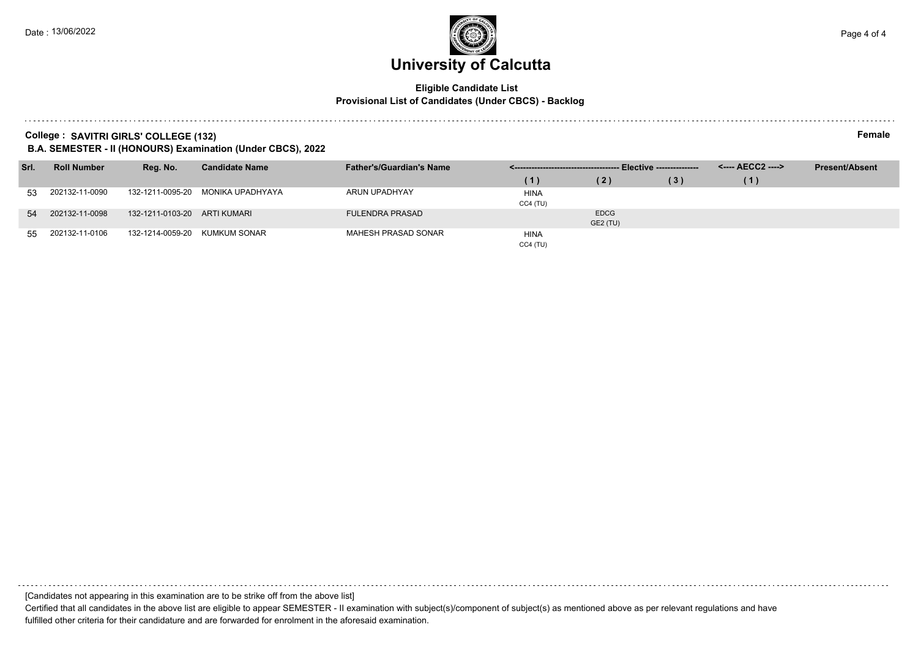# University of Calcutta

**Eligible Candidate List**
**Provisional List of Candidates (Under CBCS) - Backlog**

**College : SAVITRI GIRLS' COLLEGE (132)** **Female**

**B.A. SEMESTER - II (HONOURS) Examination (Under CBCS), 2022**

| Srl. | Roll Number | Reg. No. | Candidate Name | Father's/Guardian's Name | Elective | | | AECC2 | Present/Absent |
|---|---|---|---|---|---|---|---|---|---|
| | | | | | (1) | (2) | (3) | (1) | |
| 53 | 202132-11-0090 | 132-1211-0095-20 | MONIKA UPADHYAYA | ARUN UPADHYAY | HINA CC4 (TU) | | | | |
| 54 | 202132-11-0098 | 132-1211-0103-20 | ARTI KUMARI | FULENDRA PRASAD | | EDCG GE2 (TU) | | | |
| 55 | 202132-11-0106 | 132-1214-0059-20 | KUMKUM SONAR | MAHESH PRASAD SONAR | HINA CC4 (TU) | | | | |

[Candidates not appearing in this examination are to be strike off from the above list]

Certified that all candidates in the above list are eligible to appear SEMESTER - II examination with subject(s)/component of subject(s) as mentioned above as per relevant regulations and have fulfilled other criteria for their candidature and are forwarded for enrolment in the aforesaid examination.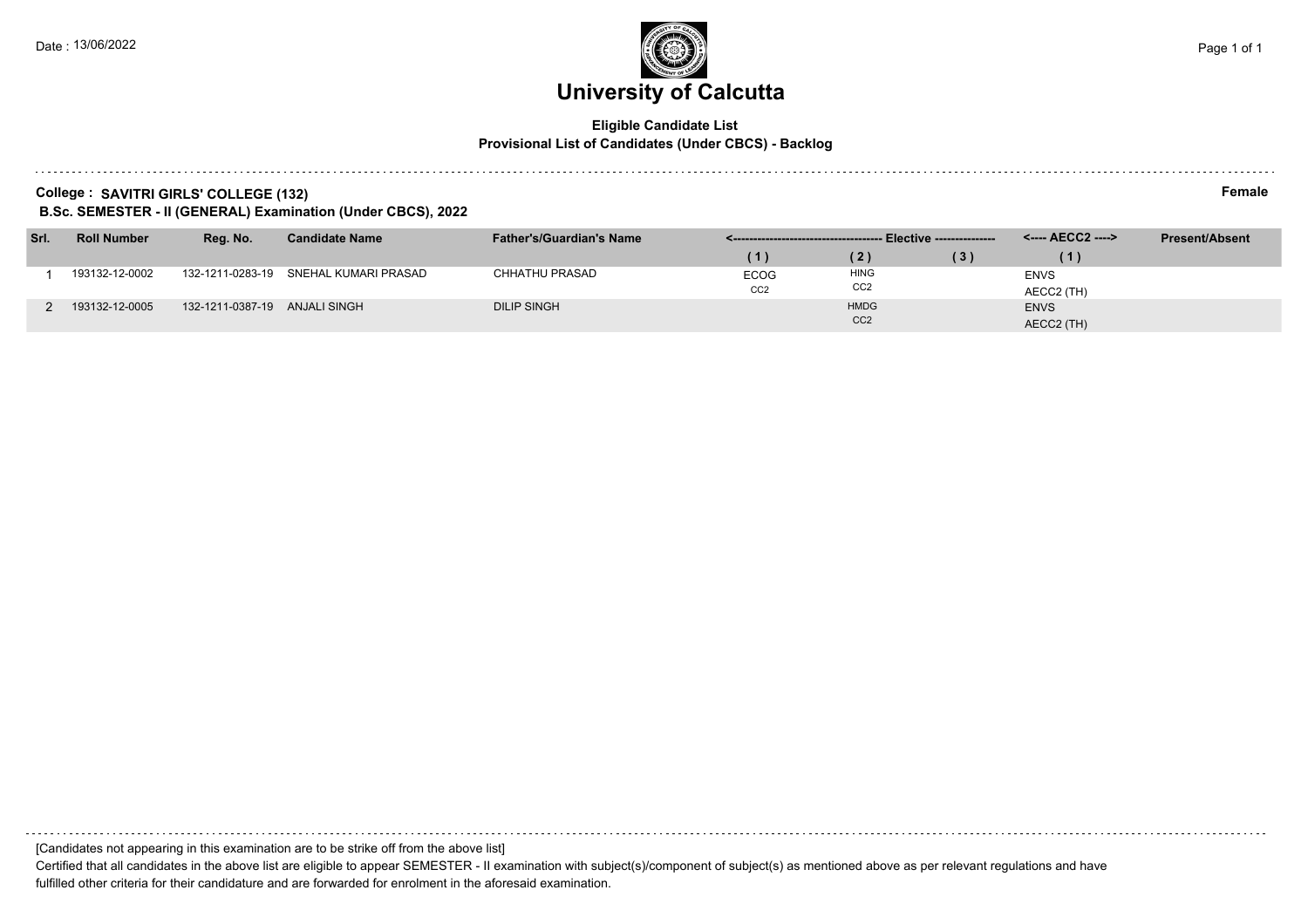# University of Calcutta

**Eligible Candidate List**
**Provisional List of Candidates (Under CBCS) - Backlog**

**College : SAVITRI GIRLS' COLLEGE (132)** **Female**

**B.Sc. SEMESTER - II (GENERAL) Examination (Under CBCS), 2022**

| Srl. | Roll Number | Reg. No. | Candidate Name | Father's/Guardian's Name | Elective | | | AECC2 | Present/Absent |
|---|---|---|---|---|---|---|---|---|---|
| | | | | | (1) | (2) | (3) | (1) | |
| 1 | 193132-12-0002 | 132-1211-0283-19 | SNEHAL KUMARI PRASAD | CHHATHU PRASAD | ECOG CC2 | HING CC2 | | ENVS AECC2 (TH) | |
| 2 | 193132-12-0005 | 132-1211-0387-19 | ANJALI SINGH | DILIP SINGH | | HMDG CC2 | | ENVS AECC2 (TH) | |

[Candidates not appearing in this examination are to be strike off from the above list]

Certified that all candidates in the above list are eligible to appear SEMESTER - II examination with subject(s)/component of subject(s) as mentioned above as per relevant regulations and have fulfilled other criteria for their candidature and are forwarded for enrolment in the aforesaid examination.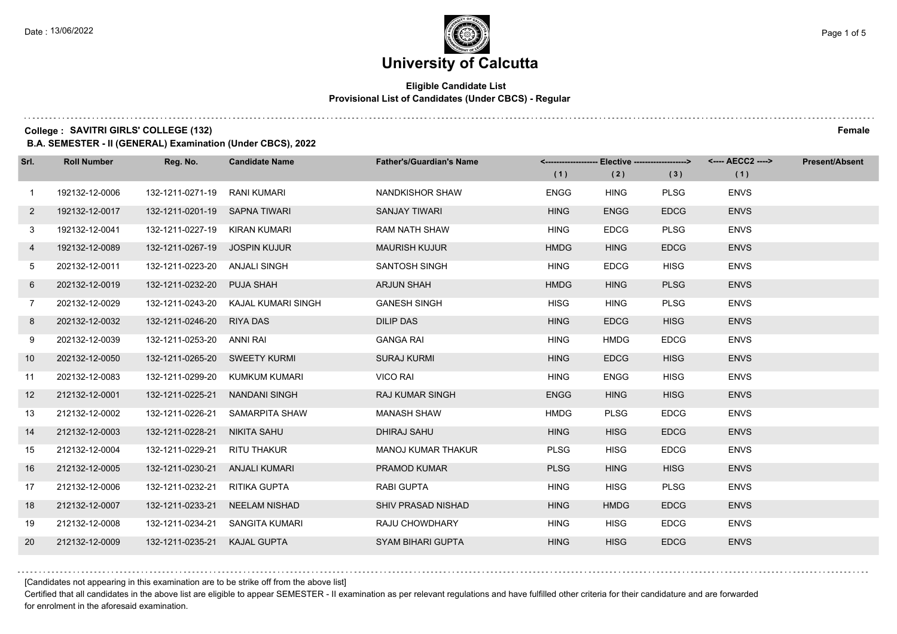Date : 13/06/2022

# University of Calcutta

**Eligible Candidate List**
**Provisional List of Candidates (Under CBCS) - Regular**

**College : SAVITRI GIRLS' COLLEGE (132)** **Female**

**B.A. SEMESTER - II (GENERAL) Examination (Under CBCS), 2022**

| Srl. | Roll Number | Reg. No. | Candidate Name | Father's/Guardian's Name | <------------------ Elective ------------------> | | | <---- AECC2 ----> | Present/Absent |
|---|---|---|---|---|---|---|---|---|---|
| | | | | | (1) | (2) | (3) | (1) | |
| 1 | 192132-12-0006 | 132-1211-0271-19 | RANI KUMARI | NANDKISHOR SHAW | ENGG | HING | PLSG | ENVS | |
| 2 | 192132-12-0017 | 132-1211-0201-19 | SAPNA TIWARI | SANJAY TIWARI | HING | ENGG | EDCG | ENVS | |
| 3 | 192132-12-0041 | 132-1211-0227-19 | KIRAN KUMARI | RAM NATH SHAW | HING | EDCG | PLSG | ENVS | |
| 4 | 192132-12-0089 | 132-1211-0267-19 | JOSPIN KUJUR | MAURISH KUJUR | HMDG | HING | EDCG | ENVS | |
| 5 | 202132-12-0011 | 132-1211-0223-20 | ANJALI SINGH | SANTOSH SINGH | HING | EDCG | HISG | ENVS | |
| 6 | 202132-12-0019 | 132-1211-0232-20 | PUJA SHAH | ARJUN SHAH | HMDG | HING | PLSG | ENVS | |
| 7 | 202132-12-0029 | 132-1211-0243-20 | KAJAL KUMARI SINGH | GANESH SINGH | HISG | HING | PLSG | ENVS | |
| 8 | 202132-12-0032 | 132-1211-0246-20 | RIYA DAS | DILIP DAS | HING | EDCG | HISG | ENVS | |
| 9 | 202132-12-0039 | 132-1211-0253-20 | ANNI RAI | GANGA RAI | HING | HMDG | EDCG | ENVS | |
| 10 | 202132-12-0050 | 132-1211-0265-20 | SWEETY KURMI | SURAJ KURMI | HING | EDCG | HISG | ENVS | |
| 11 | 202132-12-0083 | 132-1211-0299-20 | KUMKUM KUMARI | VICO RAI | HING | ENGG | HISG | ENVS | |
| 12 | 212132-12-0001 | 132-1211-0225-21 | NANDANI SINGH | RAJ KUMAR SINGH | ENGG | HING | HISG | ENVS | |
| 13 | 212132-12-0002 | 132-1211-0226-21 | SAMARPITA SHAW | MANASH SHAW | HMDG | PLSG | EDCG | ENVS | |
| 14 | 212132-12-0003 | 132-1211-0228-21 | NIKITA SAHU | DHIRAJ SAHU | HING | HISG | EDCG | ENVS | |
| 15 | 212132-12-0004 | 132-1211-0229-21 | RITU THAKUR | MANOJ KUMAR THAKUR | PLSG | HISG | EDCG | ENVS | |
| 16 | 212132-12-0005 | 132-1211-0230-21 | ANJALI KUMARI | PRAMOD KUMAR | PLSG | HING | HISG | ENVS | |
| 17 | 212132-12-0006 | 132-1211-0232-21 | RITIKA GUPTA | RABI GUPTA | HING | HISG | PLSG | ENVS | |
| 18 | 212132-12-0007 | 132-1211-0233-21 | NEELAM NISHAD | SHIV PRASAD NISHAD | HING | HMDG | EDCG | ENVS | |
| 19 | 212132-12-0008 | 132-1211-0234-21 | SANGITA KUMARI | RAJU CHOWDHARY | HING | HISG | EDCG | ENVS | |
| 20 | 212132-12-0009 | 132-1211-0235-21 | KAJAL GUPTA | SYAM BIHARI GUPTA | HING | HISG | EDCG | ENVS | |

[Candidates not appearing in this examination are to be strike off from the above list]

Certified that all candidates in the above list are eligible to appear SEMESTER - II examination as per relevant regulations and have fulfilled other criteria for their candidature and are forwarded for enrolment in the aforesaid examination.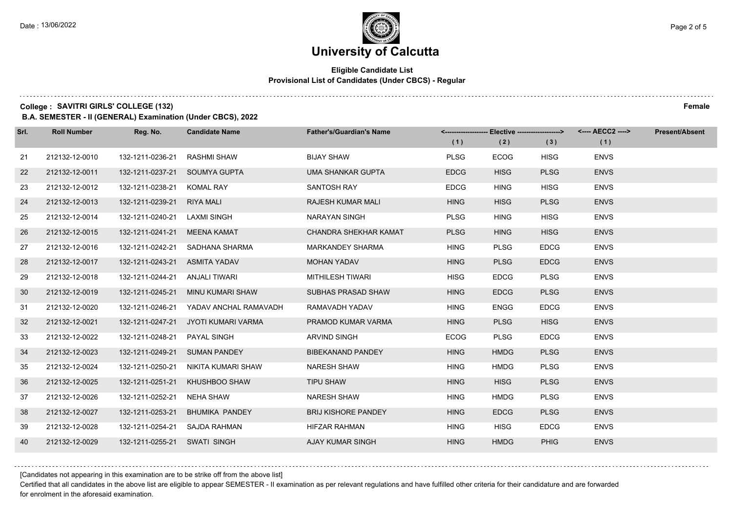# University of Calcutta

**Eligible Candidate List**
**Provisional List of Candidates (Under CBCS) - Regular**

**College : SAVITRI GIRLS' COLLEGE (132)** **Female**

**B.A. SEMESTER - II (GENERAL) Examination (Under CBCS), 2022**

| Srl. | Roll Number | Reg. No. | Candidate Name | Father's/Guardian's Name | Elective (1) | Elective (2) | Elective (3) | AECC2 (1) | Present/Absent |
|---|---|---|---|---|---|---|---|---|---|
| 21 | 212132-12-0010 | 132-1211-0236-21 | RASHMI SHAW | BIJAY SHAW | PLSG | ECOG | HISG | ENVS | |
| 22 | 212132-12-0011 | 132-1211-0237-21 | SOUMYA GUPTA | UMA SHANKAR GUPTA | EDCG | HISG | PLSG | ENVS | |
| 23 | 212132-12-0012 | 132-1211-0238-21 | KOMAL RAY | SANTOSH RAY | EDCG | HING | HISG | ENVS | |
| 24 | 212132-12-0013 | 132-1211-0239-21 | RIYA MALI | RAJESH KUMAR MALI | HING | HISG | PLSG | ENVS | |
| 25 | 212132-12-0014 | 132-1211-0240-21 | LAXMI SINGH | NARAYAN SINGH | PLSG | HING | HISG | ENVS | |
| 26 | 212132-12-0015 | 132-1211-0241-21 | MEENA KAMAT | CHANDRA SHEKHAR KAMAT | PLSG | HING | HISG | ENVS | |
| 27 | 212132-12-0016 | 132-1211-0242-21 | SADHANA SHARMA | MARKANDEY SHARMA | HING | PLSG | EDCG | ENVS | |
| 28 | 212132-12-0017 | 132-1211-0243-21 | ASMITA YADAV | MOHAN YADAV | HING | PLSG | EDCG | ENVS | |
| 29 | 212132-12-0018 | 132-1211-0244-21 | ANJALI TIWARI | MITHILESH TIWARI | HISG | EDCG | PLSG | ENVS | |
| 30 | 212132-12-0019 | 132-1211-0245-21 | MINU KUMARI SHAW | SUBHAS PRASAD SHAW | HING | EDCG | PLSG | ENVS | |
| 31 | 212132-12-0020 | 132-1211-0246-21 | YADAV ANCHAL RAMAVADH | RAMAVADH YADAV | HING | ENGG | EDCG | ENVS | |
| 32 | 212132-12-0021 | 132-1211-0247-21 | JYOTI KUMARI VARMA | PRAMOD KUMAR VARMA | HING | PLSG | HISG | ENVS | |
| 33 | 212132-12-0022 | 132-1211-0248-21 | PAYAL SINGH | ARVIND SINGH | ECOG | PLSG | EDCG | ENVS | |
| 34 | 212132-12-0023 | 132-1211-0249-21 | SUMAN PANDEY | BIBEKANAND PANDEY | HING | HMDG | PLSG | ENVS | |
| 35 | 212132-12-0024 | 132-1211-0250-21 | NIKITA KUMARI SHAW | NARESH SHAW | HING | HMDG | PLSG | ENVS | |
| 36 | 212132-12-0025 | 132-1211-0251-21 | KHUSHBOO SHAW | TIPU SHAW | HING | HISG | PLSG | ENVS | |
| 37 | 212132-12-0026 | 132-1211-0252-21 | NEHA SHAW | NARESH SHAW | HING | HMDG | PLSG | ENVS | |
| 38 | 212132-12-0027 | 132-1211-0253-21 | BHUMIKA PANDEY | BRIJ KISHORE PANDEY | HING | EDCG | PLSG | ENVS | |
| 39 | 212132-12-0028 | 132-1211-0254-21 | SAJDA RAHMAN | HIFZAR RAHMAN | HING | HISG | EDCG | ENVS | |
| 40 | 212132-12-0029 | 132-1211-0255-21 | SWATI SINGH | AJAY KUMAR SINGH | HING | HMDG | PHIG | ENVS | |

[Candidates not appearing in this examination are to be strike off from the above list]

Certified that all candidates in the above list are eligible to appear SEMESTER - II examination as per relevant regulations and have fulfilled other criteria for their candidature and are forwarded for enrolment in the aforesaid examination.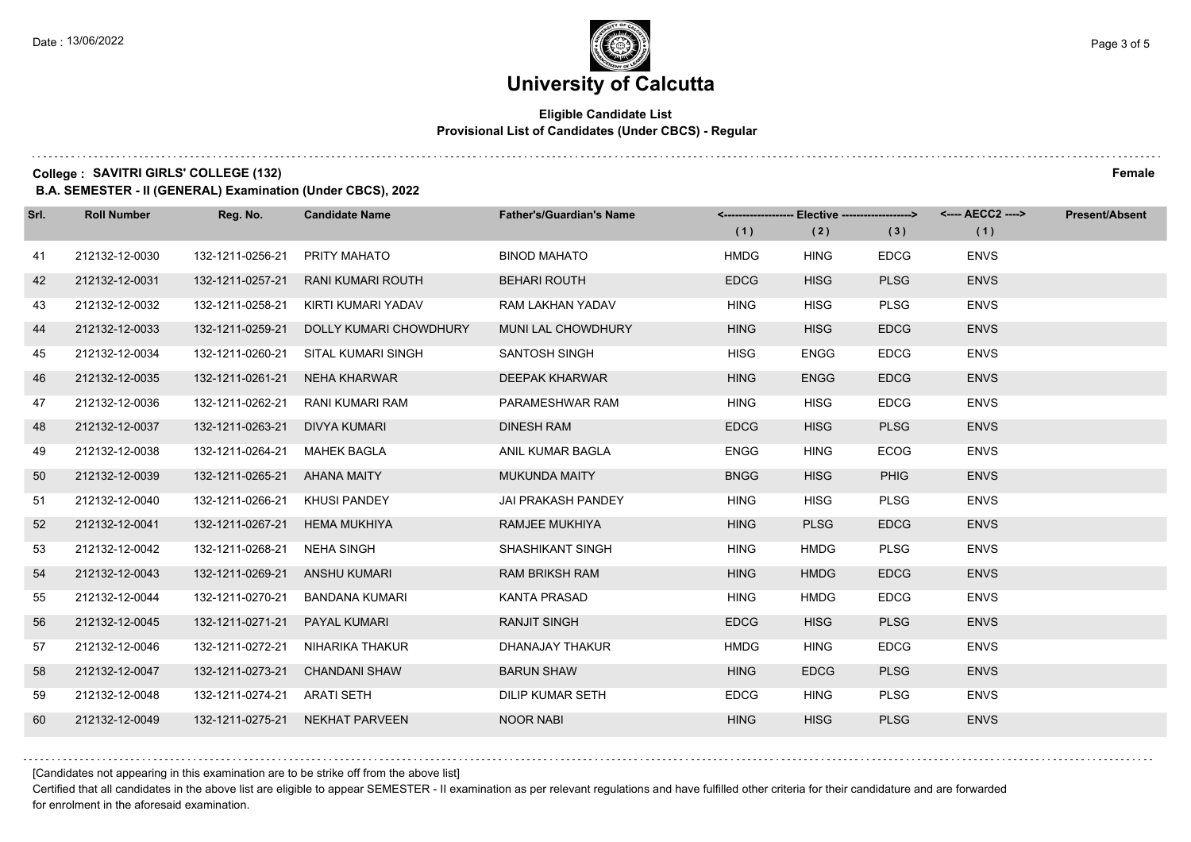# University of Calcutta

**Eligible Candidate List**
**Provisional List of Candidates (Under CBCS) - Regular**

**College : SAVITRI GIRLS' COLLEGE (132)** **Female**

**B.A. SEMESTER - II (GENERAL) Examination (Under CBCS), 2022**

| Srl. | Roll Number | Reg. No. | Candidate Name | Father's/Guardian's Name | Elective (1) | Elective (2) | Elective (3) | AECC2 (1) | Present/Absent |
|---|---|---|---|---|---|---|---|---|---|
| 41 | 212132-12-0030 | 132-1211-0256-21 | PRITY MAHATO | BINOD MAHATO | HMDG | HING | EDCG | ENVS | |
| 42 | 212132-12-0031 | 132-1211-0257-21 | RANI KUMARI ROUTH | BEHARI ROUTH | EDCG | HISG | PLSG | ENVS | |
| 43 | 212132-12-0032 | 132-1211-0258-21 | KIRTI KUMARI YADAV | RAM LAKHAN YADAV | HING | HISG | PLSG | ENVS | |
| 44 | 212132-12-0033 | 132-1211-0259-21 | DOLLY KUMARI CHOWDHURY | MUNI LAL CHOWDHURY | HING | HISG | EDCG | ENVS | |
| 45 | 212132-12-0034 | 132-1211-0260-21 | SITAL KUMARI SINGH | SANTOSH SINGH | HISG | ENGG | EDCG | ENVS | |
| 46 | 212132-12-0035 | 132-1211-0261-21 | NEHA KHARWAR | DEEPAK KHARWAR | HING | ENGG | EDCG | ENVS | |
| 47 | 212132-12-0036 | 132-1211-0262-21 | RANI KUMARI RAM | PARAMESHWAR RAM | HING | HISG | EDCG | ENVS | |
| 48 | 212132-12-0037 | 132-1211-0263-21 | DIVYA KUMARI | DINESH RAM | EDCG | HISG | PLSG | ENVS | |
| 49 | 212132-12-0038 | 132-1211-0264-21 | MAHEK BAGLA | ANIL KUMAR BAGLA | ENGG | HING | ECOG | ENVS | |
| 50 | 212132-12-0039 | 132-1211-0265-21 | AHANA MAITY | MUKUNDA MAITY | BNGG | HISG | PHIG | ENVS | |
| 51 | 212132-12-0040 | 132-1211-0266-21 | KHUSI PANDEY | JAI PRAKASH PANDEY | HING | HISG | PLSG | ENVS | |
| 52 | 212132-12-0041 | 132-1211-0267-21 | HEMA MUKHIYA | RAMJEE MUKHIYA | HING | PLSG | EDCG | ENVS | |
| 53 | 212132-12-0042 | 132-1211-0268-21 | NEHA SINGH | SHASHIKANT SINGH | HING | HMDG | PLSG | ENVS | |
| 54 | 212132-12-0043 | 132-1211-0269-21 | ANSHU KUMARI | RAM BRIKSH RAM | HING | HMDG | EDCG | ENVS | |
| 55 | 212132-12-0044 | 132-1211-0270-21 | BANDANA KUMARI | KANTA PRASAD | HING | HMDG | EDCG | ENVS | |
| 56 | 212132-12-0045 | 132-1211-0271-21 | PAYAL KUMARI | RANJIT SINGH | EDCG | HISG | PLSG | ENVS | |
| 57 | 212132-12-0046 | 132-1211-0272-21 | NIHARIKA THAKUR | DHANAJAY THAKUR | HMDG | HING | EDCG | ENVS | |
| 58 | 212132-12-0047 | 132-1211-0273-21 | CHANDANI SHAW | BARUN SHAW | HING | EDCG | PLSG | ENVS | |
| 59 | 212132-12-0048 | 132-1211-0274-21 | ARATI SETH | DILIP KUMAR SETH | EDCG | HING | PLSG | ENVS | |
| 60 | 212132-12-0049 | 132-1211-0275-21 | NEKHAT PARVEEN | NOOR NABI | HING | HISG | PLSG | ENVS | |

[Candidates not appearing in this examination are to be strike off from the above list]

Certified that all candidates in the above list are eligible to appear SEMESTER - II examination as per relevant regulations and have fulfilled other criteria for their candidature and are forwarded for enrolment in the aforesaid examination.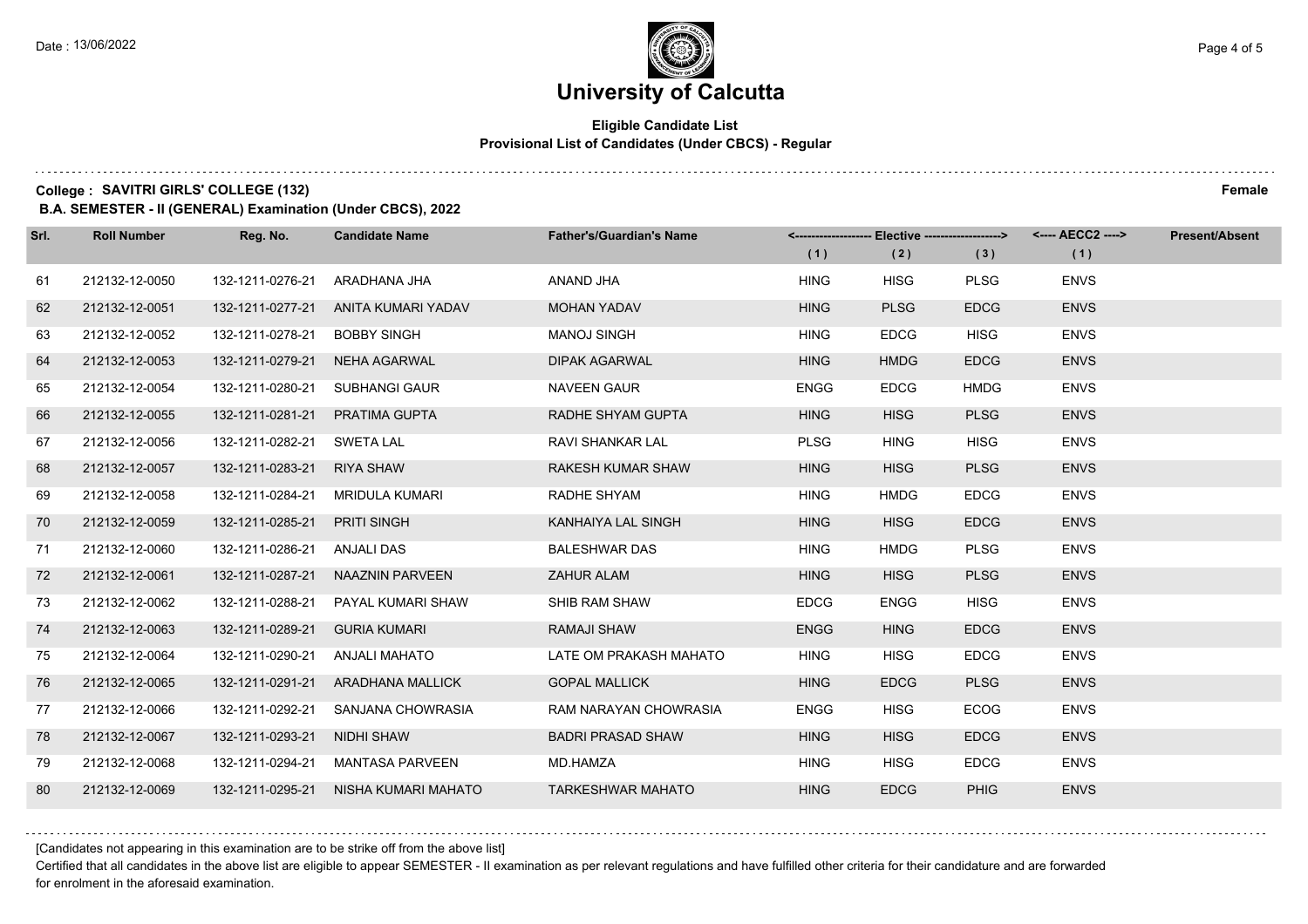# University of Calcutta

**Eligible Candidate List**
**Provisional List of Candidates (Under CBCS) - Regular**

**College : SAVITRI GIRLS' COLLEGE (132)** **Female**

**B.A. SEMESTER - II (GENERAL) Examination (Under CBCS), 2022**

| Srl. | Roll Number | Reg. No. | Candidate Name | Father's/Guardian's Name | Elective (1) | Elective (2) | Elective (3) | AECC2 (1) | Present/Absent |
|---|---|---|---|---|---|---|---|---|---|
| 61 | 212132-12-0050 | 132-1211-0276-21 | ARADHANA JHA | ANAND JHA | HING | HISG | PLSG | ENVS | |
| 62 | 212132-12-0051 | 132-1211-0277-21 | ANITA KUMARI YADAV | MOHAN YADAV | HING | PLSG | EDCG | ENVS | |
| 63 | 212132-12-0052 | 132-1211-0278-21 | BOBBY SINGH | MANOJ SINGH | HING | EDCG | HISG | ENVS | |
| 64 | 212132-12-0053 | 132-1211-0279-21 | NEHA AGARWAL | DIPAK AGARWAL | HING | HMDG | EDCG | ENVS | |
| 65 | 212132-12-0054 | 132-1211-0280-21 | SUBHANGI GAUR | NAVEEN GAUR | ENGG | EDCG | HMDG | ENVS | |
| 66 | 212132-12-0055 | 132-1211-0281-21 | PRATIMA GUPTA | RADHE SHYAM GUPTA | HING | HISG | PLSG | ENVS | |
| 67 | 212132-12-0056 | 132-1211-0282-21 | SWETA LAL | RAVI SHANKAR LAL | PLSG | HING | HISG | ENVS | |
| 68 | 212132-12-0057 | 132-1211-0283-21 | RIYA SHAW | RAKESH KUMAR SHAW | HING | HISG | PLSG | ENVS | |
| 69 | 212132-12-0058 | 132-1211-0284-21 | MRIDULA KUMARI | RADHE SHYAM | HING | HMDG | EDCG | ENVS | |
| 70 | 212132-12-0059 | 132-1211-0285-21 | PRITI SINGH | KANHAIYA LAL SINGH | HING | HISG | EDCG | ENVS | |
| 71 | 212132-12-0060 | 132-1211-0286-21 | ANJALI DAS | BALESHWAR DAS | HING | HMDG | PLSG | ENVS | |
| 72 | 212132-12-0061 | 132-1211-0287-21 | NAAZNIN PARVEEN | ZAHUR ALAM | HING | HISG | PLSG | ENVS | |
| 73 | 212132-12-0062 | 132-1211-0288-21 | PAYAL KUMARI SHAW | SHIB RAM SHAW | EDCG | ENGG | HISG | ENVS | |
| 74 | 212132-12-0063 | 132-1211-0289-21 | GURIA KUMARI | RAMAJI SHAW | ENGG | HING | EDCG | ENVS | |
| 75 | 212132-12-0064 | 132-1211-0290-21 | ANJALI MAHATO | LATE OM PRAKASH MAHATO | HING | HISG | EDCG | ENVS | |
| 76 | 212132-12-0065 | 132-1211-0291-21 | ARADHANA MALLICK | GOPAL MALLICK | HING | EDCG | PLSG | ENVS | |
| 77 | 212132-12-0066 | 132-1211-0292-21 | SANJANA CHOWRASIA | RAM NARAYAN CHOWRASIA | ENGG | HISG | ECOG | ENVS | |
| 78 | 212132-12-0067 | 132-1211-0293-21 | NIDHI SHAW | BADRI PRASAD SHAW | HING | HISG | EDCG | ENVS | |
| 79 | 212132-12-0068 | 132-1211-0294-21 | MANTASA PARVEEN | MD.HAMZA | HING | HISG | EDCG | ENVS | |
| 80 | 212132-12-0069 | 132-1211-0295-21 | NISHA KUMARI MAHATO | TARKESHWAR MAHATO | HING | EDCG | PHIG | ENVS | |

[Candidates not appearing in this examination are to be strike off from the above list]

Certified that all candidates in the above list are eligible to appear SEMESTER - II examination as per relevant regulations and have fulfilled other criteria for their candidature and are forwarded for enrolment in the aforesaid examination.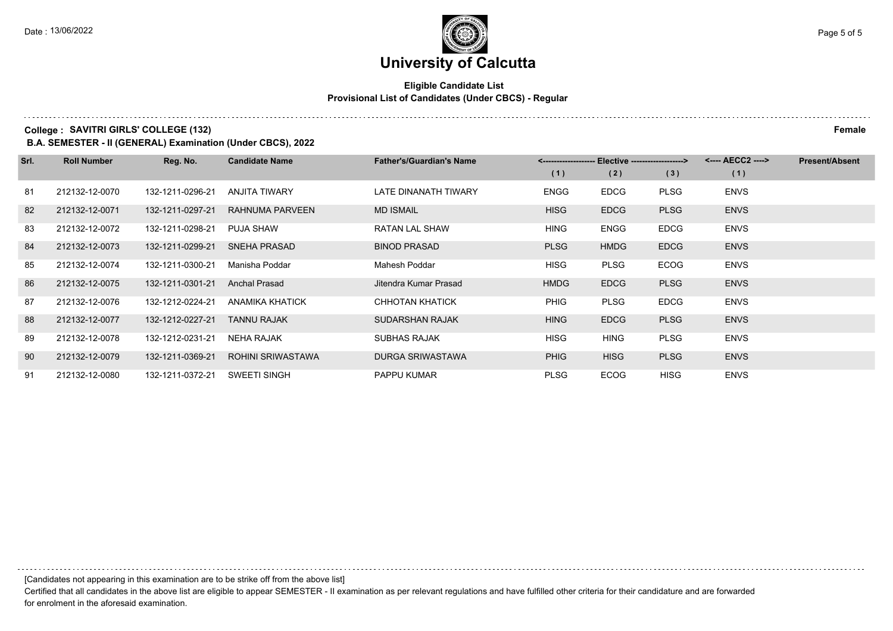# University of Calcutta

**Eligible Candidate List**
**Provisional List of Candidates (Under CBCS) - Regular**

**College : SAVITRI GIRLS' COLLEGE (132)** **Female**

**B.A. SEMESTER - II (GENERAL) Examination (Under CBCS), 2022**

| Srl. | Roll Number | Reg. No. | Candidate Name | Father's/Guardian's Name | Elective | | | AECC2 | Present/Absent |
|---|---|---|---|---|---|---|---|---|---|
| | | | | | (1) | (2) | (3) | (1) | |
| 81 | 212132-12-0070 | 132-1211-0296-21 | ANJITA TIWARY | LATE DINANATH TIWARY | ENGG | EDCG | PLSG | ENVS | |
| 82 | 212132-12-0071 | 132-1211-0297-21 | RAHNUMA PARVEEN | MD ISMAIL | HISG | EDCG | PLSG | ENVS | |
| 83 | 212132-12-0072 | 132-1211-0298-21 | PUJA SHAW | RATAN LAL SHAW | HING | ENGG | EDCG | ENVS | |
| 84 | 212132-12-0073 | 132-1211-0299-21 | SNEHA PRASAD | BINOD PRASAD | PLSG | HMDG | EDCG | ENVS | |
| 85 | 212132-12-0074 | 132-1211-0300-21 | Manisha Poddar | Mahesh Poddar | HISG | PLSG | ECOG | ENVS | |
| 86 | 212132-12-0075 | 132-1211-0301-21 | Anchal Prasad | Jitendra Kumar Prasad | HMDG | EDCG | PLSG | ENVS | |
| 87 | 212132-12-0076 | 132-1212-0224-21 | ANAMIKA KHATICK | CHHOTAN KHATICK | PHIG | PLSG | EDCG | ENVS | |
| 88 | 212132-12-0077 | 132-1212-0227-21 | TANNU RAJAK | SUDARSHAN RAJAK | HING | EDCG | PLSG | ENVS | |
| 89 | 212132-12-0078 | 132-1212-0231-21 | NEHA RAJAK | SUBHAS RAJAK | HISG | HING | PLSG | ENVS | |
| 90 | 212132-12-0079 | 132-1211-0369-21 | ROHINI SRIWASTAWA | DURGA SRIWASTAWA | PHIG | HISG | PLSG | ENVS | |
| 91 | 212132-12-0080 | 132-1211-0372-21 | SWEETI SINGH | PAPPU KUMAR | PLSG | ECOG | HISG | ENVS | |

[Candidates not appearing in this examination are to be strike off from the above list]

Certified that all candidates in the above list are eligible to appear SEMESTER - II examination as per relevant regulations and have fulfilled other criteria for their candidature and are forwarded for enrolment in the aforesaid examination.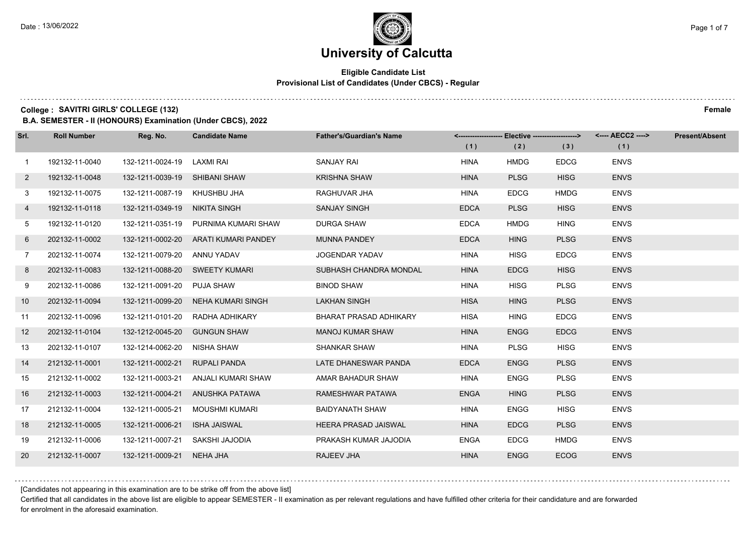# University of Calcutta

**Eligible Candidate List**
**Provisional List of Candidates (Under CBCS) - Regular**

**College : SAVITRI GIRLS' COLLEGE (132)** **Female**

**B.A. SEMESTER - II (HONOURS) Examination (Under CBCS), 2022**

| Srl. | Roll Number | Reg. No. | Candidate Name | Father's/Guardian's Name | Elective (1) | Elective (2) | Elective (3) | AECC2 (1) | Present/Absent |
|---|---|---|---|---|---|---|---|---|---|
| 1 | 192132-11-0040 | 132-1211-0024-19 | LAXMI RAI | SANJAY RAI | HINA | HMDG | EDCG | ENVS | |
| 2 | 192132-11-0048 | 132-1211-0039-19 | SHIBANI SHAW | KRISHNA SHAW | HINA | PLSG | HISG | ENVS | |
| 3 | 192132-11-0075 | 132-1211-0087-19 | KHUSHBU JHA | RAGHUVAR JHA | HINA | EDCG | HMDG | ENVS | |
| 4 | 192132-11-0118 | 132-1211-0349-19 | NIKITA SINGH | SANJAY SINGH | EDCA | PLSG | HISG | ENVS | |
| 5 | 192132-11-0120 | 132-1211-0351-19 | PURNIMA KUMARI SHAW | DURGA SHAW | EDCA | HMDG | HING | ENVS | |
| 6 | 202132-11-0002 | 132-1211-0002-20 | ARATI KUMARI PANDEY | MUNNA PANDEY | EDCA | HING | PLSG | ENVS | |
| 7 | 202132-11-0074 | 132-1211-0079-20 | ANNU YADAV | JOGENDAR YADAV | HINA | HISG | EDCG | ENVS | |
| 8 | 202132-11-0083 | 132-1211-0088-20 | SWEETY KUMARI | SUBHASH CHANDRA MONDAL | HINA | EDCG | HISG | ENVS | |
| 9 | 202132-11-0086 | 132-1211-0091-20 | PUJA SHAW | BINOD SHAW | HINA | HISG | PLSG | ENVS | |
| 10 | 202132-11-0094 | 132-1211-0099-20 | NEHA KUMARI SINGH | LAKHAN SINGH | HISA | HING | PLSG | ENVS | |
| 11 | 202132-11-0096 | 132-1211-0101-20 | RADHA ADHIKARY | BHARAT PRASAD ADHIKARY | HISA | HING | EDCG | ENVS | |
| 12 | 202132-11-0104 | 132-1212-0045-20 | GUNGUN SHAW | MANOJ KUMAR SHAW | HINA | ENGG | EDCG | ENVS | |
| 13 | 202132-11-0107 | 132-1214-0062-20 | NISHA SHAW | SHANKAR SHAW | HINA | PLSG | HISG | ENVS | |
| 14 | 212132-11-0001 | 132-1211-0002-21 | RUPALI PANDA | LATE DHANESWAR PANDA | EDCA | ENGG | PLSG | ENVS | |
| 15 | 212132-11-0002 | 132-1211-0003-21 | ANJALI KUMARI SHAW | AMAR BAHADUR SHAW | HINA | ENGG | PLSG | ENVS | |
| 16 | 212132-11-0003 | 132-1211-0004-21 | ANUSHKA PATAWA | RAMESHWAR PATAWA | ENGA | HING | PLSG | ENVS | |
| 17 | 212132-11-0004 | 132-1211-0005-21 | MOUSHMI KUMARI | BAIDYANATH SHAW | HINA | ENGG | HISG | ENVS | |
| 18 | 212132-11-0005 | 132-1211-0006-21 | ISHA JAISWAL | HEERA PRASAD JAISWAL | HINA | EDCG | PLSG | ENVS | |
| 19 | 212132-11-0006 | 132-1211-0007-21 | SAKSHI JAJODIA | PRAKASH KUMAR JAJODIA | ENGA | EDCG | HMDG | ENVS | |
| 20 | 212132-11-0007 | 132-1211-0009-21 | NEHA JHA | RAJEEV JHA | HINA | ENGG | ECOG | ENVS | |

[Candidates not appearing in this examination are to be strike off from the above list]

Certified that all candidates in the above list are eligible to appear SEMESTER - II examination as per relevant regulations and have fulfilled other criteria for their candidature and are forwarded for enrolment in the aforesaid examination.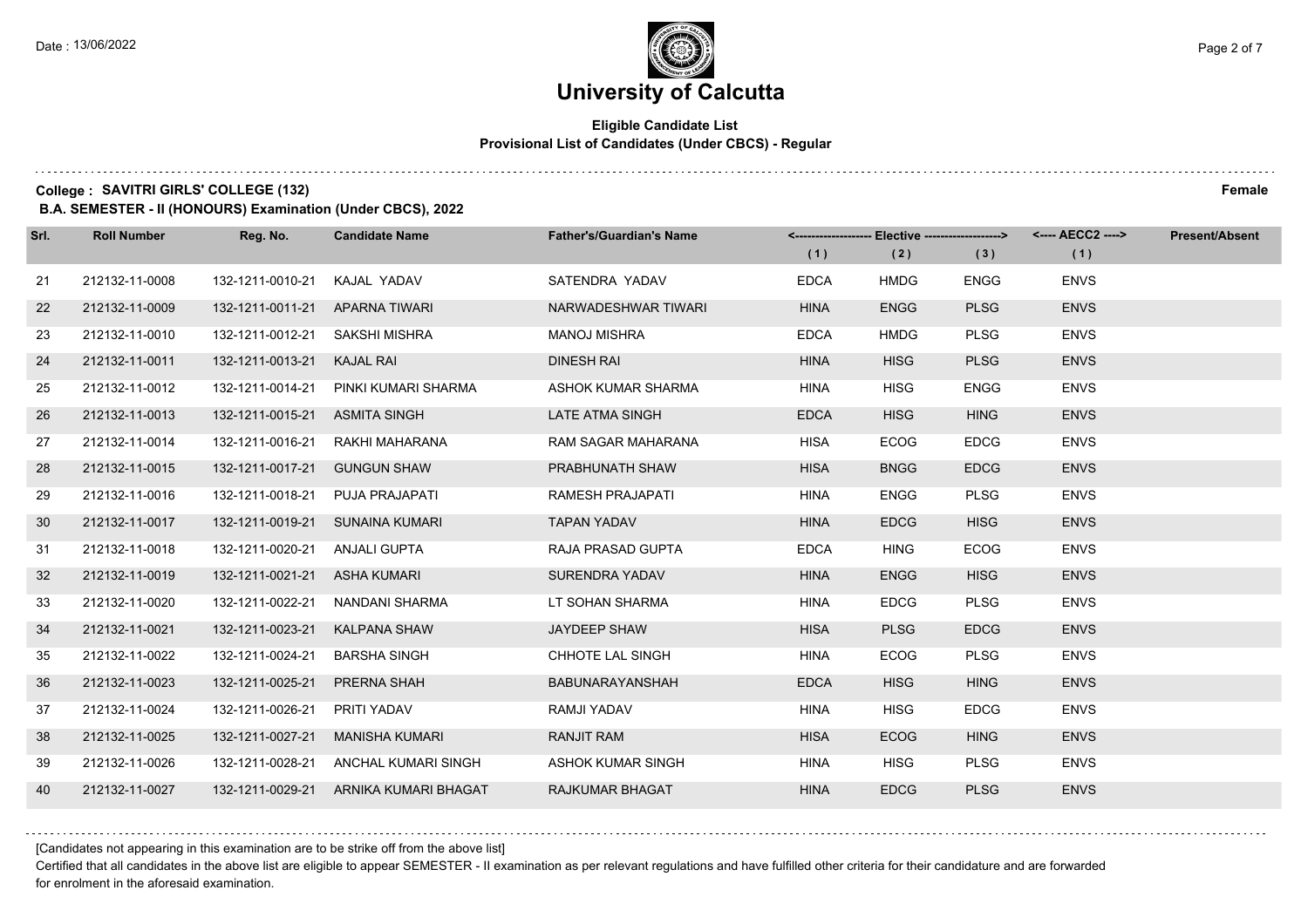# University of Calcutta

**Eligible Candidate List**
**Provisional List of Candidates (Under CBCS) - Regular**

**College : SAVITRI GIRLS' COLLEGE (132)** **Female**

**B.A. SEMESTER - II (HONOURS) Examination (Under CBCS), 2022**

| Srl. | Roll Number | Reg. No. | Candidate Name | Father's/Guardian's Name | Elective (1) | Elective (2) | Elective (3) | AECC2 (1) | Present/Absent |
|---|---|---|---|---|---|---|---|---|---|
| 21 | 212132-11-0008 | 132-1211-0010-21 | KAJAL YADAV | SATENDRA YADAV | EDCA | HMDG | ENGG | ENVS | |
| 22 | 212132-11-0009 | 132-1211-0011-21 | APARNA TIWARI | NARWADESHWAR TIWARI | HINA | ENGG | PLSG | ENVS | |
| 23 | 212132-11-0010 | 132-1211-0012-21 | SAKSHI MISHRA | MANOJ MISHRA | EDCA | HMDG | PLSG | ENVS | |
| 24 | 212132-11-0011 | 132-1211-0013-21 | KAJAL RAI | DINESH RAI | HINA | HISG | PLSG | ENVS | |
| 25 | 212132-11-0012 | 132-1211-0014-21 | PINKI KUMARI SHARMA | ASHOK KUMAR SHARMA | HINA | HISG | ENGG | ENVS | |
| 26 | 212132-11-0013 | 132-1211-0015-21 | ASMITA SINGH | LATE ATMA SINGH | EDCA | HISG | HING | ENVS | |
| 27 | 212132-11-0014 | 132-1211-0016-21 | RAKHI MAHARANA | RAM SAGAR MAHARANA | HISA | ECOG | EDCG | ENVS | |
| 28 | 212132-11-0015 | 132-1211-0017-21 | GUNGUN SHAW | PRABHUNATH SHAW | HISA | BNGG | EDCG | ENVS | |
| 29 | 212132-11-0016 | 132-1211-0018-21 | PUJA PRAJAPATI | RAMESH PRAJAPATI | HINA | ENGG | PLSG | ENVS | |
| 30 | 212132-11-0017 | 132-1211-0019-21 | SUNAINA KUMARI | TAPAN YADAV | HINA | EDCG | HISG | ENVS | |
| 31 | 212132-11-0018 | 132-1211-0020-21 | ANJALI GUPTA | RAJA PRASAD GUPTA | EDCA | HING | ECOG | ENVS | |
| 32 | 212132-11-0019 | 132-1211-0021-21 | ASHA KUMARI | SURENDRA YADAV | HINA | ENGG | HISG | ENVS | |
| 33 | 212132-11-0020 | 132-1211-0022-21 | NANDANI SHARMA | LT SOHAN SHARMA | HINA | EDCG | PLSG | ENVS | |
| 34 | 212132-11-0021 | 132-1211-0023-21 | KALPANA SHAW | JAYDEEP SHAW | HISA | PLSG | EDCG | ENVS | |
| 35 | 212132-11-0022 | 132-1211-0024-21 | BARSHA SINGH | CHHOTE LAL SINGH | HINA | ECOG | PLSG | ENVS | |
| 36 | 212132-11-0023 | 132-1211-0025-21 | PRERNA SHAH | BABUNARAYANSHAH | EDCA | HISG | HING | ENVS | |
| 37 | 212132-11-0024 | 132-1211-0026-21 | PRITI YADAV | RAMJI YADAV | HINA | HISG | EDCG | ENVS | |
| 38 | 212132-11-0025 | 132-1211-0027-21 | MANISHA KUMARI | RANJIT RAM | HISA | ECOG | HING | ENVS | |
| 39 | 212132-11-0026 | 132-1211-0028-21 | ANCHAL KUMARI SINGH | ASHOK KUMAR SINGH | HINA | HISG | PLSG | ENVS | |
| 40 | 212132-11-0027 | 132-1211-0029-21 | ARNIKA KUMARI BHAGAT | RAJKUMAR BHAGAT | HINA | EDCG | PLSG | ENVS | |

[Candidates not appearing in this examination are to be strike off from the above list]

Certified that all candidates in the above list are eligible to appear SEMESTER - II examination as per relevant regulations and have fulfilled other criteria for their candidature and are forwarded for enrolment in the aforesaid examination.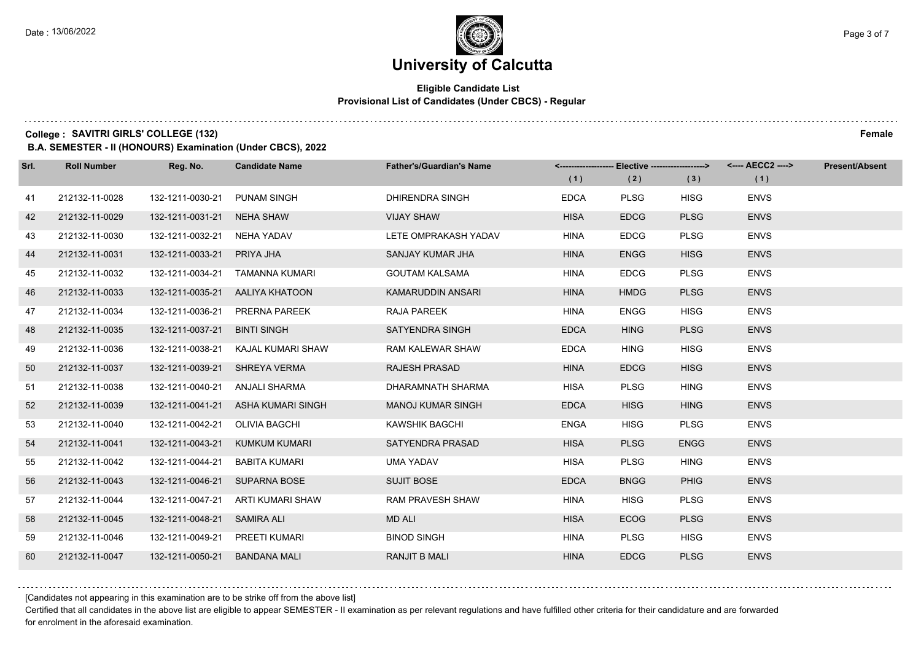# University of Calcutta

**Eligible Candidate List**
**Provisional List of Candidates (Under CBCS) - Regular**

**College : SAVITRI GIRLS' COLLEGE (132)** **Female**

**B.A. SEMESTER - II (HONOURS) Examination (Under CBCS), 2022**

| Srl. | Roll Number | Reg. No. | Candidate Name | Father's/Guardian's Name | Elective (1) | Elective (2) | Elective (3) | AECC2 (1) | Present/Absent |
|---|---|---|---|---|---|---|---|---|---|
| 41 | 212132-11-0028 | 132-1211-0030-21 | PUNAM SINGH | DHIRENDRA SINGH | EDCA | PLSG | HISG | ENVS | |
| 42 | 212132-11-0029 | 132-1211-0031-21 | NEHA SHAW | VIJAY SHAW | HISA | EDCG | PLSG | ENVS | |
| 43 | 212132-11-0030 | 132-1211-0032-21 | NEHA YADAV | LETE OMPRAKASH YADAV | HINA | EDCG | PLSG | ENVS | |
| 44 | 212132-11-0031 | 132-1211-0033-21 | PRIYA JHA | SANJAY KUMAR JHA | HINA | ENGG | HISG | ENVS | |
| 45 | 212132-11-0032 | 132-1211-0034-21 | TAMANNA KUMARI | GOUTAM KALSAMA | HINA | EDCG | PLSG | ENVS | |
| 46 | 212132-11-0033 | 132-1211-0035-21 | AALIYA KHATOON | KAMARUDDIN ANSARI | HINA | HMDG | PLSG | ENVS | |
| 47 | 212132-11-0034 | 132-1211-0036-21 | PRERNA PAREEK | RAJA PAREEK | HINA | ENGG | HISG | ENVS | |
| 48 | 212132-11-0035 | 132-1211-0037-21 | BINTI SINGH | SATYENDRA SINGH | EDCA | HING | PLSG | ENVS | |
| 49 | 212132-11-0036 | 132-1211-0038-21 | KAJAL KUMARI SHAW | RAM KALEWAR SHAW | EDCA | HING | HISG | ENVS | |
| 50 | 212132-11-0037 | 132-1211-0039-21 | SHREYA VERMA | RAJESH PRASAD | HINA | EDCG | HISG | ENVS | |
| 51 | 212132-11-0038 | 132-1211-0040-21 | ANJALI SHARMA | DHARAMNATH SHARMA | HISA | PLSG | HING | ENVS | |
| 52 | 212132-11-0039 | 132-1211-0041-21 | ASHA KUMARI SINGH | MANOJ KUMAR SINGH | EDCA | HISG | HING | ENVS | |
| 53 | 212132-11-0040 | 132-1211-0042-21 | OLIVIA BAGCHI | KAWSHIK BAGCHI | ENGA | HISG | PLSG | ENVS | |
| 54 | 212132-11-0041 | 132-1211-0043-21 | KUMKUM KUMARI | SATYENDRA PRASAD | HISA | PLSG | ENGG | ENVS | |
| 55 | 212132-11-0042 | 132-1211-0044-21 | BABITA KUMARI | UMA YADAV | HISA | PLSG | HING | ENVS | |
| 56 | 212132-11-0043 | 132-1211-0046-21 | SUPARNA BOSE | SUJIT BOSE | EDCA | BNGG | PHIG | ENVS | |
| 57 | 212132-11-0044 | 132-1211-0047-21 | ARTI KUMARI SHAW | RAM PRAVESH SHAW | HINA | HISG | PLSG | ENVS | |
| 58 | 212132-11-0045 | 132-1211-0048-21 | SAMIRA ALI | MD ALI | HISA | ECOG | PLSG | ENVS | |
| 59 | 212132-11-0046 | 132-1211-0049-21 | PREETI KUMARI | BINOD SINGH | HINA | PLSG | HISG | ENVS | |
| 60 | 212132-11-0047 | 132-1211-0050-21 | BANDANA MALI | RANJIT B MALI | HINA | EDCG | PLSG | ENVS | |

[Candidates not appearing in this examination are to be strike off from the above list]

Certified that all candidates in the above list are eligible to appear SEMESTER - II examination as per relevant regulations and have fulfilled other criteria for their candidature and are forwarded for enrolment in the aforesaid examination.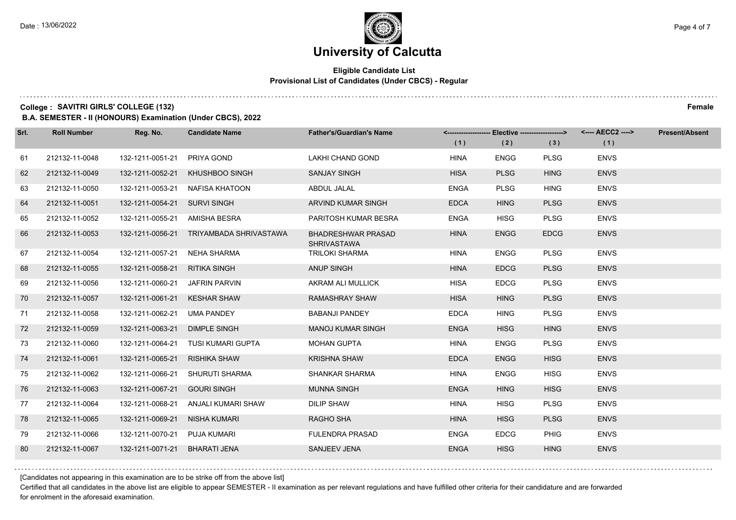# University of Calcutta

**Eligible Candidate List**
**Provisional List of Candidates (Under CBCS) - Regular**

**College : SAVITRI GIRLS' COLLEGE (132)** **Female**

**B.A. SEMESTER - II (HONOURS) Examination (Under CBCS), 2022**

| Srl. | Roll Number | Reg. No. | Candidate Name | Father's/Guardian's Name | Elective (1) | Elective (2) | Elective (3) | AECC2 (1) | Present/Absent |
|---|---|---|---|---|---|---|---|---|---|
| 61 | 212132-11-0048 | 132-1211-0051-21 | PRIYA GOND | LAKHI CHAND GOND | HINA | ENGG | PLSG | ENVS | |
| 62 | 212132-11-0049 | 132-1211-0052-21 | KHUSHBOO SINGH | SANJAY SINGH | HISA | PLSG | HING | ENVS | |
| 63 | 212132-11-0050 | 132-1211-0053-21 | NAFISA KHATOON | ABDUL JALAL | ENGA | PLSG | HING | ENVS | |
| 64 | 212132-11-0051 | 132-1211-0054-21 | SURVI SINGH | ARVIND KUMAR SINGH | EDCA | HING | PLSG | ENVS | |
| 65 | 212132-11-0052 | 132-1211-0055-21 | AMISHA BESRA | PARITOSH KUMAR BESRA | ENGA | HISG | PLSG | ENVS | |
| 66 | 212132-11-0053 | 132-1211-0056-21 | TRIYAMBADA SHRIVASTAWA | BHADRESHWAR PRASAD SHRIVASTAWA | HINA | ENGG | EDCG | ENVS | |
| 67 | 212132-11-0054 | 132-1211-0057-21 | NEHA SHARMA | TRILOKI SHARMA | HINA | ENGG | PLSG | ENVS | |
| 68 | 212132-11-0055 | 132-1211-0058-21 | RITIKA SINGH | ANUP SINGH | HINA | EDCG | PLSG | ENVS | |
| 69 | 212132-11-0056 | 132-1211-0060-21 | JAFRIN PARVIN | AKRAM ALI MULLICK | HISA | EDCG | PLSG | ENVS | |
| 70 | 212132-11-0057 | 132-1211-0061-21 | KESHAR SHAW | RAMASHRAY SHAW | HISA | HING | PLSG | ENVS | |
| 71 | 212132-11-0058 | 132-1211-0062-21 | UMA PANDEY | BABANJI PANDEY | EDCA | HING | PLSG | ENVS | |
| 72 | 212132-11-0059 | 132-1211-0063-21 | DIMPLE SINGH | MANOJ KUMAR SINGH | ENGA | HISG | HING | ENVS | |
| 73 | 212132-11-0060 | 132-1211-0064-21 | TUSI KUMARI GUPTA | MOHAN GUPTA | HINA | ENGG | PLSG | ENVS | |
| 74 | 212132-11-0061 | 132-1211-0065-21 | RISHIKA SHAW | KRISHNA SHAW | EDCA | ENGG | HISG | ENVS | |
| 75 | 212132-11-0062 | 132-1211-0066-21 | SHURUTI SHARMA | SHANKAR SHARMA | HINA | ENGG | HISG | ENVS | |
| 76 | 212132-11-0063 | 132-1211-0067-21 | GOURI SINGH | MUNNA SINGH | ENGA | HING | HISG | ENVS | |
| 77 | 212132-11-0064 | 132-1211-0068-21 | ANJALI KUMARI SHAW | DILIP SHAW | HINA | HISG | PLSG | ENVS | |
| 78 | 212132-11-0065 | 132-1211-0069-21 | NISHA KUMARI | RAGHO SHA | HINA | HISG | PLSG | ENVS | |
| 79 | 212132-11-0066 | 132-1211-0070-21 | PUJA KUMARI | FULENDRA PRASAD | ENGA | EDCG | PHIG | ENVS | |
| 80 | 212132-11-0067 | 132-1211-0071-21 | BHARATI JENA | SANJEEV JENA | ENGA | HISG | HING | ENVS | |

[Candidates not appearing in this examination are to be strike off from the above list]

Certified that all candidates in the above list are eligible to appear SEMESTER - II examination as per relevant regulations and have fulfilled other criteria for their candidature and are forwarded for enrolment in the aforesaid examination.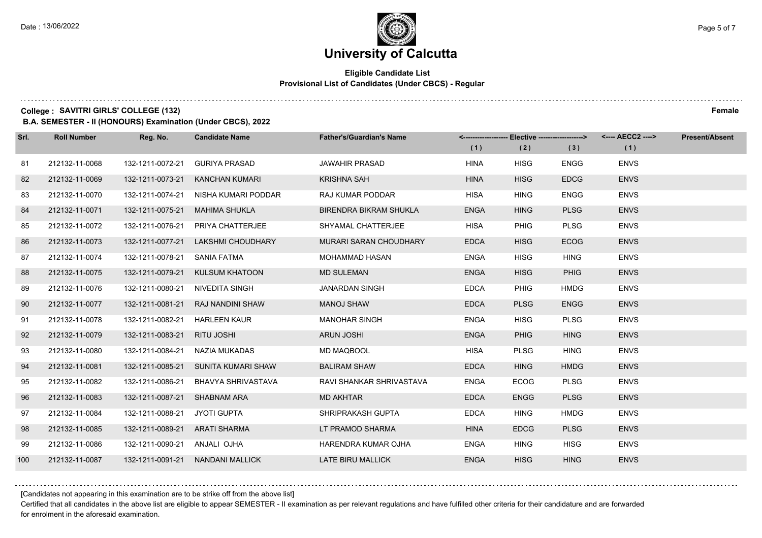# University of Calcutta

**Eligible Candidate List**
**Provisional List of Candidates (Under CBCS) - Regular**

**College : SAVITRI GIRLS' COLLEGE (132)** **Female**

**B.A. SEMESTER - II (HONOURS) Examination (Under CBCS), 2022**

| Srl. | Roll Number | Reg. No. | Candidate Name | Father's/Guardian's Name | Elective (1) | Elective (2) | Elective (3) | AECC2 (1) | Present/Absent |
|---|---|---|---|---|---|---|---|---|---|
| 81 | 212132-11-0068 | 132-1211-0072-21 | GURIYA PRASAD | JAWAHIR PRASAD | HINA | HISG | ENGG | ENVS | |
| 82 | 212132-11-0069 | 132-1211-0073-21 | KANCHAN KUMARI | KRISHNA SAH | HINA | HISG | EDCG | ENVS | |
| 83 | 212132-11-0070 | 132-1211-0074-21 | NISHA KUMARI PODDAR | RAJ KUMAR PODDAR | HISA | HING | ENGG | ENVS | |
| 84 | 212132-11-0071 | 132-1211-0075-21 | MAHIMA SHUKLA | BIRENDRA BIKRAM SHUKLA | ENGA | HING | PLSG | ENVS | |
| 85 | 212132-11-0072 | 132-1211-0076-21 | PRIYA CHATTERJEE | SHYAMAL CHATTERJEE | HISA | PHIG | PLSG | ENVS | |
| 86 | 212132-11-0073 | 132-1211-0077-21 | LAKSHMI CHOUDHARY | MURARI SARAN CHOUDHARY | EDCA | HISG | ECOG | ENVS | |
| 87 | 212132-11-0074 | 132-1211-0078-21 | SANIA FATMA | MOHAMMAD HASAN | ENGA | HISG | HING | ENVS | |
| 88 | 212132-11-0075 | 132-1211-0079-21 | KULSUM KHATOON | MD SULEMAN | ENGA | HISG | PHIG | ENVS | |
| 89 | 212132-11-0076 | 132-1211-0080-21 | NIVEDITA SINGH | JANARDAN SINGH | EDCA | PHIG | HMDG | ENVS | |
| 90 | 212132-11-0077 | 132-1211-0081-21 | RAJ NANDINI SHAW | MANOJ SHAW | EDCA | PLSG | ENGG | ENVS | |
| 91 | 212132-11-0078 | 132-1211-0082-21 | HARLEEN KAUR | MANOHAR SINGH | ENGA | HISG | PLSG | ENVS | |
| 92 | 212132-11-0079 | 132-1211-0083-21 | RITU JOSHI | ARUN JOSHI | ENGA | PHIG | HING | ENVS | |
| 93 | 212132-11-0080 | 132-1211-0084-21 | NAZIA MUKADAS | MD MAQBOOL | HISA | PLSG | HING | ENVS | |
| 94 | 212132-11-0081 | 132-1211-0085-21 | SUNITA KUMARI SHAW | BALIRAM SHAW | EDCA | HING | HMDG | ENVS | |
| 95 | 212132-11-0082 | 132-1211-0086-21 | BHAVYA SHRIVASTAVA | RAVI SHANKAR SHRIVASTAVA | ENGA | ECOG | PLSG | ENVS | |
| 96 | 212132-11-0083 | 132-1211-0087-21 | SHABNAM ARA | MD AKHTAR | EDCA | ENGG | PLSG | ENVS | |
| 97 | 212132-11-0084 | 132-1211-0088-21 | JYOTI GUPTA | SHRIPRAKASH GUPTA | EDCA | HING | HMDG | ENVS | |
| 98 | 212132-11-0085 | 132-1211-0089-21 | ARATI SHARMA | LT PRAMOD SHARMA | HINA | EDCG | PLSG | ENVS | |
| 99 | 212132-11-0086 | 132-1211-0090-21 | ANJALI OJHA | HARENDRA KUMAR OJHA | ENGA | HING | HISG | ENVS | |
| 100 | 212132-11-0087 | 132-1211-0091-21 | NANDANI MALLICK | LATE BIRU MALLICK | ENGA | HISG | HING | ENVS | |

[Candidates not appearing in this examination are to be strike off from the above list]

Certified that all candidates in the above list are eligible to appear SEMESTER - II examination as per relevant regulations and have fulfilled other criteria for their candidature and are forwarded for enrolment in the aforesaid examination.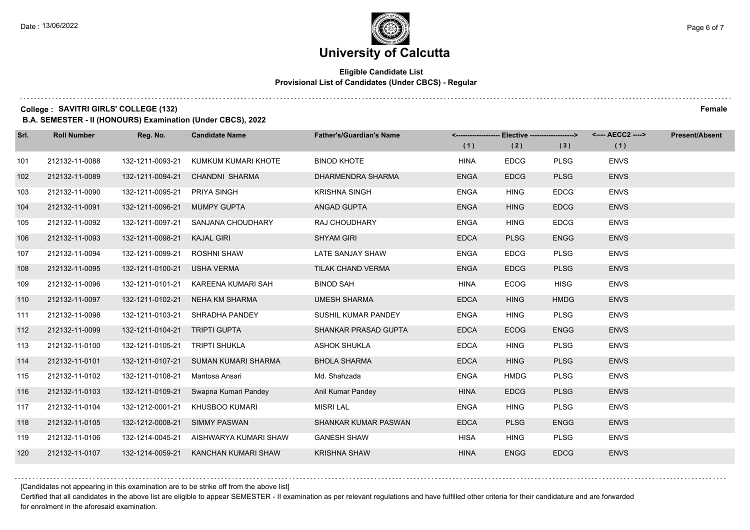# University of Calcutta

**Eligible Candidate List**
**Provisional List of Candidates (Under CBCS) - Regular**

**College : SAVITRI GIRLS' COLLEGE (132)** **Female**

**B.A. SEMESTER - II (HONOURS) Examination (Under CBCS), 2022**

| Srl. | Roll Number | Reg. No. | Candidate Name | Father's/Guardian's Name | Elective (1) | Elective (2) | Elective (3) | AECC2 (1) | Present/Absent |
|---|---|---|---|---|---|---|---|---|---|
| 101 | 212132-11-0088 | 132-1211-0093-21 | KUMKUM KUMARI KHOTE | BINOD KHOTE | HINA | EDCG | PLSG | ENVS | |
| 102 | 212132-11-0089 | 132-1211-0094-21 | CHANDNI SHARMA | DHARMENDRA SHARMA | ENGA | EDCG | PLSG | ENVS | |
| 103 | 212132-11-0090 | 132-1211-0095-21 | PRIYA SINGH | KRISHNA SINGH | ENGA | HING | EDCG | ENVS | |
| 104 | 212132-11-0091 | 132-1211-0096-21 | MUMPY GUPTA | ANGAD GUPTA | ENGA | HING | EDCG | ENVS | |
| 105 | 212132-11-0092 | 132-1211-0097-21 | SANJANA CHOUDHARY | RAJ CHOUDHARY | ENGA | HING | EDCG | ENVS | |
| 106 | 212132-11-0093 | 132-1211-0098-21 | KAJAL GIRI | SHYAM GIRI | EDCA | PLSG | ENGG | ENVS | |
| 107 | 212132-11-0094 | 132-1211-0099-21 | ROSHNI SHAW | LATE SANJAY SHAW | ENGA | EDCG | PLSG | ENVS | |
| 108 | 212132-11-0095 | 132-1211-0100-21 | USHA VERMA | TILAK CHAND VERMA | ENGA | EDCG | PLSG | ENVS | |
| 109 | 212132-11-0096 | 132-1211-0101-21 | KAREENA KUMARI SAH | BINOD SAH | HINA | ECOG | HISG | ENVS | |
| 110 | 212132-11-0097 | 132-1211-0102-21 | NEHA KM SHARMA | UMESH SHARMA | EDCA | HING | HMDG | ENVS | |
| 111 | 212132-11-0098 | 132-1211-0103-21 | SHRADHA PANDEY | SUSHIL KUMAR PANDEY | ENGA | HING | PLSG | ENVS | |
| 112 | 212132-11-0099 | 132-1211-0104-21 | TRIPTI GUPTA | SHANKAR PRASAD GUPTA | EDCA | ECOG | ENGG | ENVS | |
| 113 | 212132-11-0100 | 132-1211-0105-21 | TRIPTI SHUKLA | ASHOK SHUKLA | EDCA | HING | PLSG | ENVS | |
| 114 | 212132-11-0101 | 132-1211-0107-21 | SUMAN KUMARI SHARMA | BHOLA SHARMA | EDCA | HING | PLSG | ENVS | |
| 115 | 212132-11-0102 | 132-1211-0108-21 | Mantosa Ansari | Md. Shahzada | ENGA | HMDG | PLSG | ENVS | |
| 116 | 212132-11-0103 | 132-1211-0109-21 | Swapna Kumari Pandey | Anil Kumar Pandey | HINA | EDCG | PLSG | ENVS | |
| 117 | 212132-11-0104 | 132-1212-0001-21 | KHUSBOO KUMARI | MISRI LAL | ENGA | HING | PLSG | ENVS | |
| 118 | 212132-11-0105 | 132-1212-0008-21 | SIMMY PASWAN | SHANKAR KUMAR PASWAN | EDCA | PLSG | ENGG | ENVS | |
| 119 | 212132-11-0106 | 132-1214-0045-21 | AISHWARYA KUMARI SHAW | GANESH SHAW | HISA | HING | PLSG | ENVS | |
| 120 | 212132-11-0107 | 132-1214-0059-21 | KANCHAN KUMARI SHAW | KRISHNA SHAW | HINA | ENGG | EDCG | ENVS | |

[Candidates not appearing in this examination are to be strike off from the above list]

Certified that all candidates in the above list are eligible to appear SEMESTER - II examination as per relevant regulations and have fulfilled other criteria for their candidature and are forwarded for enrolment in the aforesaid examination.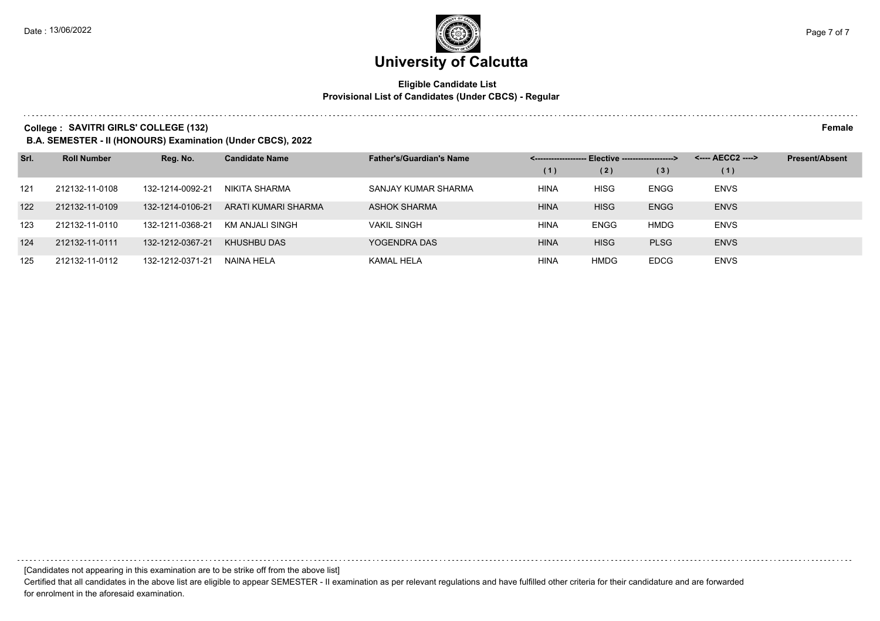# University of Calcutta

**Eligible Candidate List**
**Provisional List of Candidates (Under CBCS) - Regular**

**College : SAVITRI GIRLS' COLLEGE (132)** **Female**

**B.A. SEMESTER - II (HONOURS) Examination (Under CBCS), 2022**

| Srl. | Roll Number | Reg. No. | Candidate Name | Father's/Guardian's Name | Elective (1) | Elective (2) | Elective (3) | AECC2 (1) | Present/Absent |
|---|---|---|---|---|---|---|---|---|---|
| 121 | 212132-11-0108 | 132-1214-0092-21 | NIKITA SHARMA | SANJAY KUMAR SHARMA | HINA | HISG | ENGG | ENVS | |
| 122 | 212132-11-0109 | 132-1214-0106-21 | ARATI KUMARI SHARMA | ASHOK SHARMA | HINA | HISG | ENGG | ENVS | |
| 123 | 212132-11-0110 | 132-1211-0368-21 | KM ANJALI SINGH | VAKIL SINGH | HINA | ENGG | HMDG | ENVS | |
| 124 | 212132-11-0111 | 132-1212-0367-21 | KHUSHBU DAS | YOGENDRA DAS | HINA | HISG | PLSG | ENVS | |
| 125 | 212132-11-0112 | 132-1212-0371-21 | NAINA HELA | KAMAL HELA | HINA | HMDG | EDCG | ENVS | |

[Candidates not appearing in this examination are to be strike off from the above list]

Certified that all candidates in the above list are eligible to appear SEMESTER - II examination as per relevant regulations and have fulfilled other criteria for their candidature and are forwarded for enrolment in the aforesaid examination.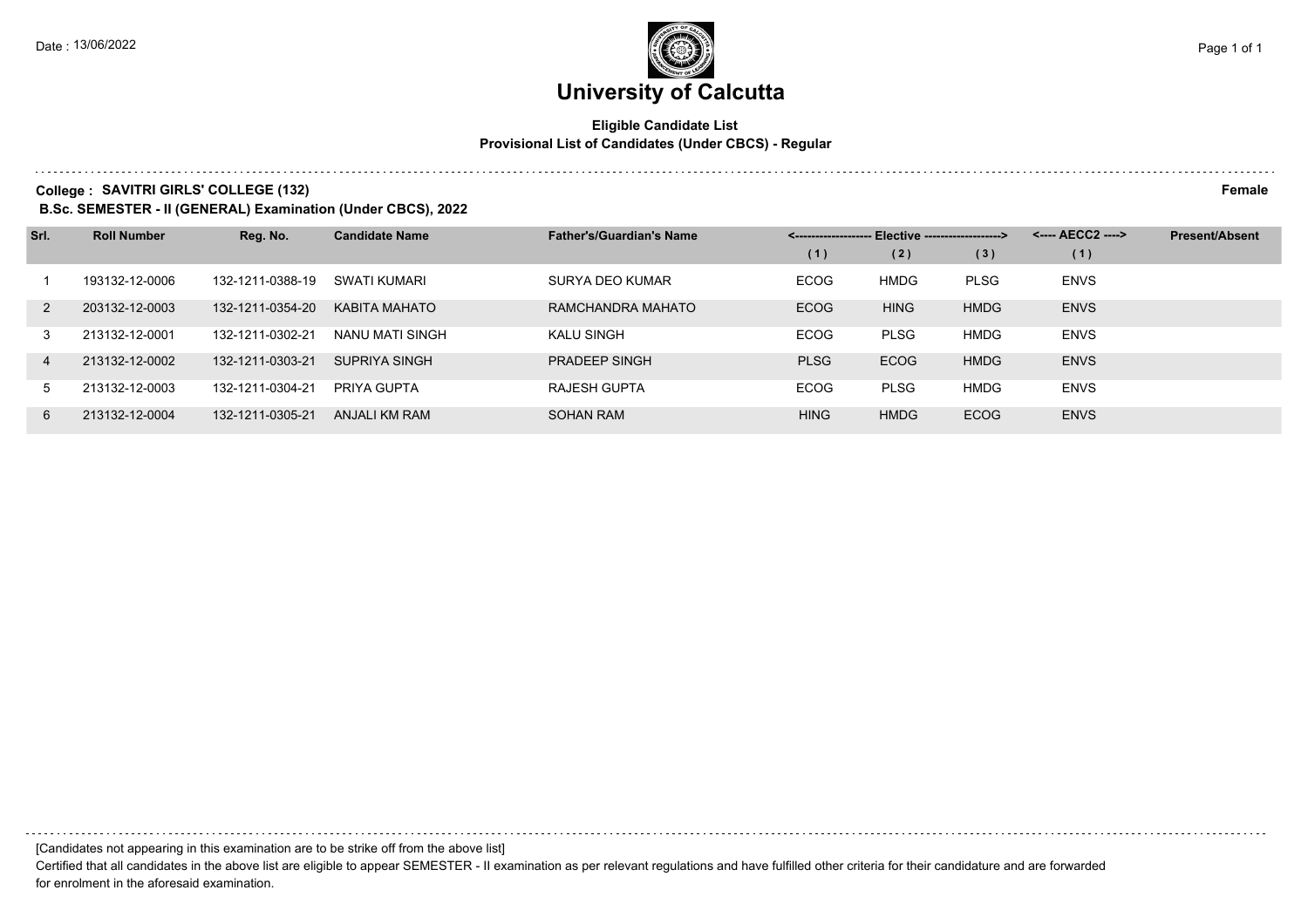# University of Calcutta

**Eligible Candidate List**
**Provisional List of Candidates (Under CBCS) - Regular**

Date : 13/06/2022

**College : SAVITRI GIRLS' COLLEGE (132)** **Female**

**B.Sc. SEMESTER - II (GENERAL) Examination (Under CBCS), 2022**

| Srl. | Roll Number | Reg. No. | Candidate Name | Father's/Guardian's Name | <------------------- Elective -------------------> | | | <---- AECC2 ----> | Present/Absent |
|---|---|---|---|---|---|---|---|---|---|
| | | | | | (1) | (2) | (3) | (1) | |
| 1 | 193132-12-0006 | 132-1211-0388-19 | SWATI KUMARI | SURYA DEO KUMAR | ECOG | HMDG | PLSG | ENVS | |
| 2 | 203132-12-0003 | 132-1211-0354-20 | KABITA MAHATO | RAMCHANDRA MAHATO | ECOG | HING | HMDG | ENVS | |
| 3 | 213132-12-0001 | 132-1211-0302-21 | NANU MATI SINGH | KALU SINGH | ECOG | PLSG | HMDG | ENVS | |
| 4 | 213132-12-0002 | 132-1211-0303-21 | SUPRIYA SINGH | PRADEEP SINGH | PLSG | ECOG | HMDG | ENVS | |
| 5 | 213132-12-0003 | 132-1211-0304-21 | PRIYA GUPTA | RAJESH GUPTA | ECOG | PLSG | HMDG | ENVS | |
| 6 | 213132-12-0004 | 132-1211-0305-21 | ANJALI KM RAM | SOHAN RAM | HING | HMDG | ECOG | ENVS | |

[Candidates not appearing in this examination are to be strike off from the above list]

Certified that all candidates in the above list are eligible to appear SEMESTER - II examination as per relevant regulations and have fulfilled other criteria for their candidature and are forwarded for enrolment in the aforesaid examination.